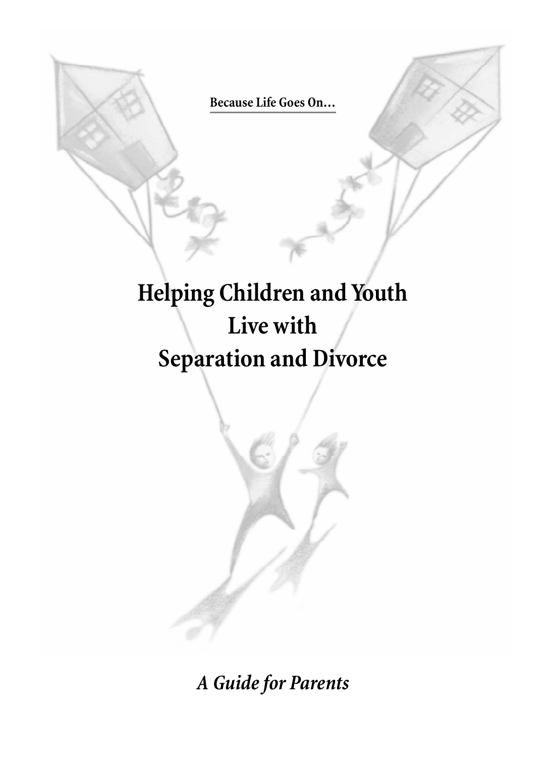Because Life Goes On…

# Helping Children and Youth Live with Separation and Divorce

*A Guide for Parents*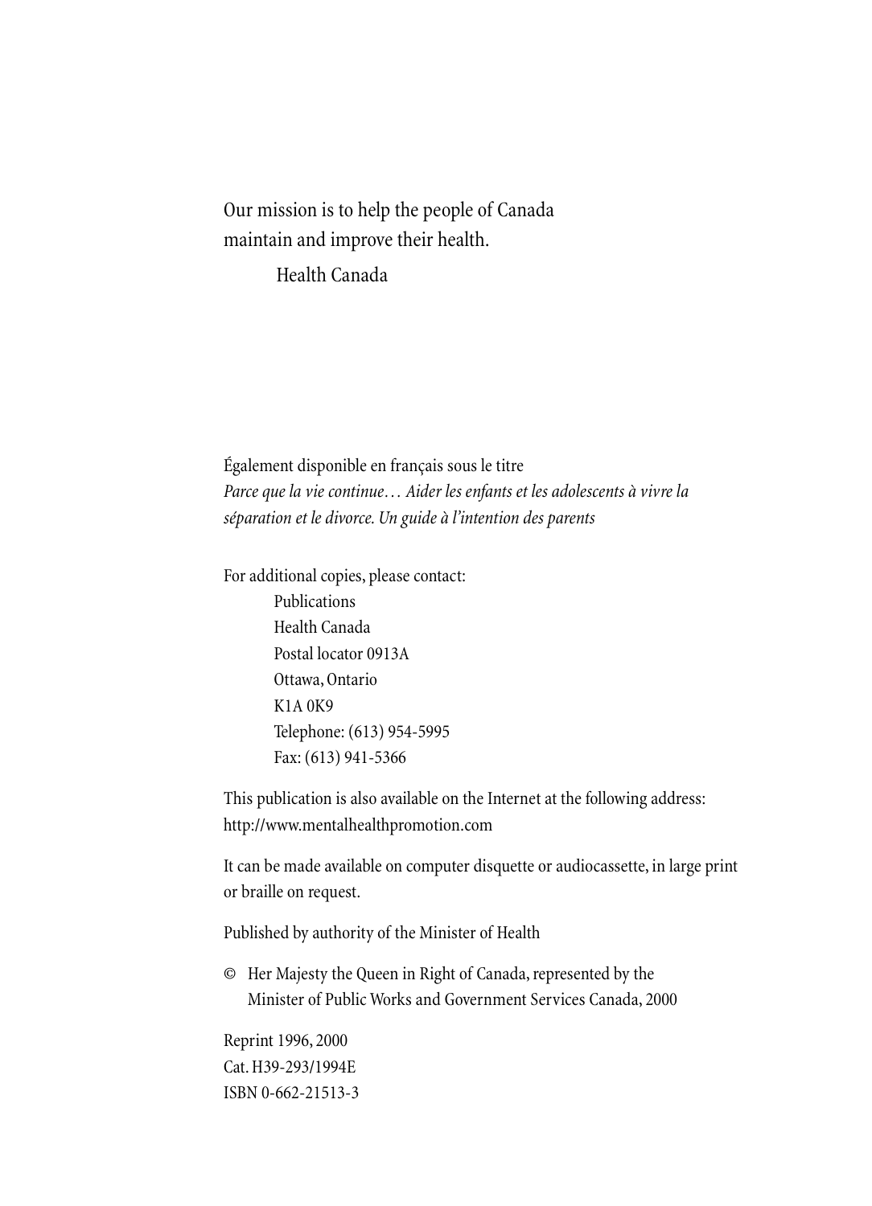Our mission is to help the people of Canada maintain and improve their health.

Health Canada

Également disponible en français sous le titre
*Parce que la vie continue… Aider les enfants et les adolescents à vivre la séparation et le divorce. Un guide à l'intention des parents*

For additional copies, please contact:

Publications
Health Canada
Postal locator 0913A
Ottawa, Ontario
K1A 0K9
Telephone: (613) 954-5995
Fax: (613) 941-5366

This publication is also available on the Internet at the following address:
http://www.mentalhealthpromotion.com

It can be made available on computer disquette or audiocassette, in large print or braille on request.

Published by authority of the Minister of Health

© Her Majesty the Queen in Right of Canada, represented by the Minister of Public Works and Government Services Canada, 2000

Reprint 1996, 2000
Cat. H39-293/1994E
ISBN 0-662-21513-3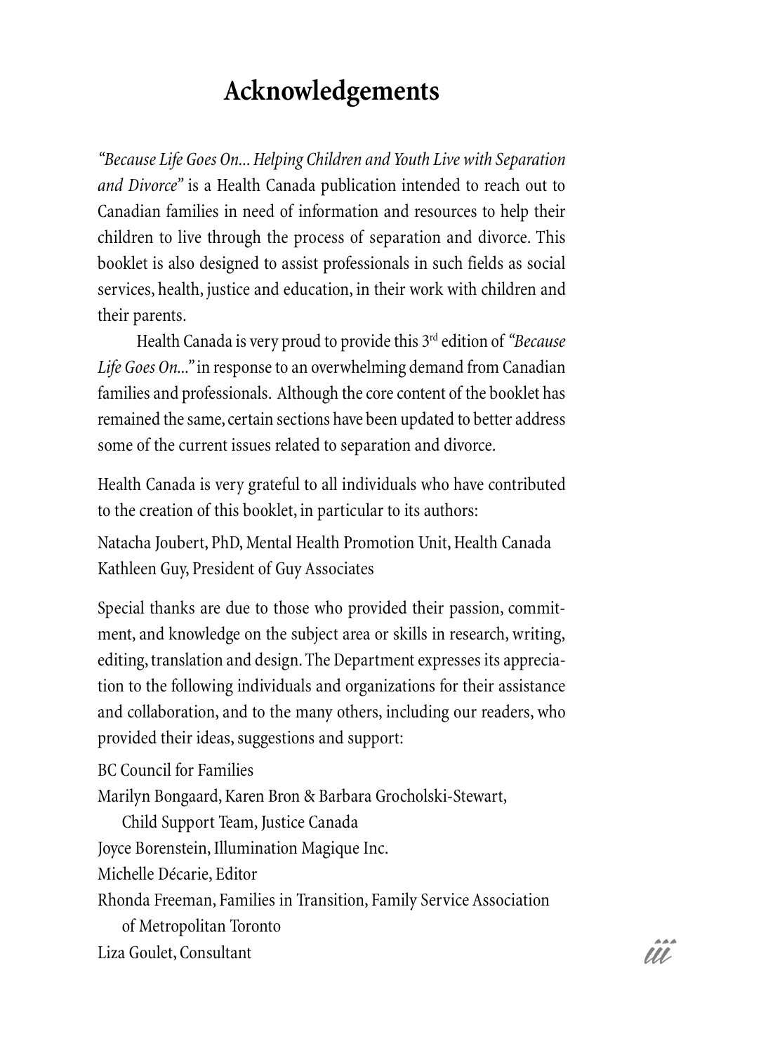# Acknowledgements

*"Because Life Goes On... Helping Children and Youth Live with Separation and Divorce"* is a Health Canada publication intended to reach out to Canadian families in need of information and resources to help their children to live through the process of separation and divorce. This booklet is also designed to assist professionals in such fields as social services, health, justice and education, in their work with children and their parents.

Health Canada is very proud to provide this 3rd edition of *"Because Life Goes On..."* in response to an overwhelming demand from Canadian families and professionals. Although the core content of the booklet has remained the same, certain sections have been updated to better address some of the current issues related to separation and divorce.

Health Canada is very grateful to all individuals who have contributed to the creation of this booklet, in particular to its authors:

Natacha Joubert, PhD, Mental Health Promotion Unit, Health Canada
Kathleen Guy, President of Guy Associates

Special thanks are due to those who provided their passion, commitment, and knowledge on the subject area or skills in research, writing, editing, translation and design. The Department expresses its appreciation to the following individuals and organizations for their assistance and collaboration, and to the many others, including our readers, who provided their ideas, suggestions and support:

BC Council for Families
Marilyn Bongaard, Karen Bron & Barbara Grocholski-Stewart, Child Support Team, Justice Canada
Joyce Borenstein, Illumination Magique Inc.
Michelle Décarie, Editor
Rhonda Freeman, Families in Transition, Family Service Association of Metropolitan Toronto
Liza Goulet, Consultant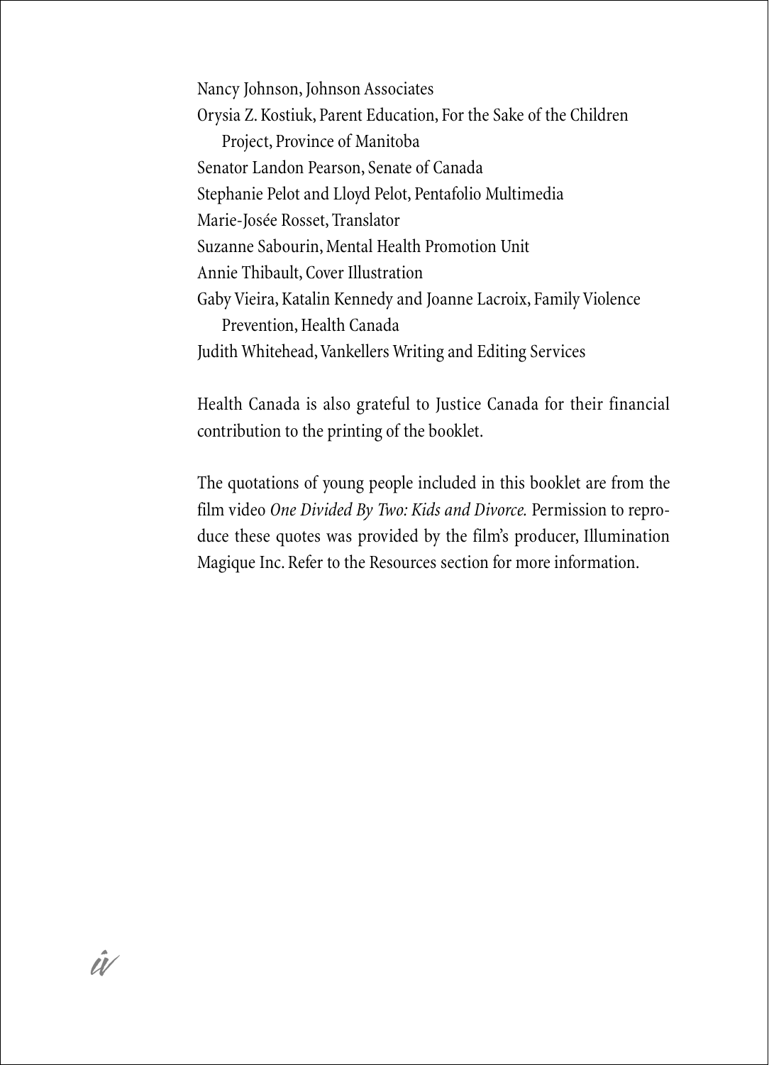Nancy Johnson, Johnson Associates

Orysia Z. Kostiuk, Parent Education, For the Sake of the Children Project, Province of Manitoba

Senator Landon Pearson, Senate of Canada

Stephanie Pelot and Lloyd Pelot, Pentafolio Multimedia

Marie-Josée Rosset, Translator

Suzanne Sabourin, Mental Health Promotion Unit

Annie Thibault, Cover Illustration

Gaby Vieira, Katalin Kennedy and Joanne Lacroix, Family Violence Prevention, Health Canada

Judith Whitehead, Vankellers Writing and Editing Services

Health Canada is also grateful to Justice Canada for their financial contribution to the printing of the booklet.

The quotations of young people included in this booklet are from the film video *One Divided By Two: Kids and Divorce.* Permission to reproduce these quotes was provided by the film's producer, Illumination Magique Inc. Refer to the Resources section for more information.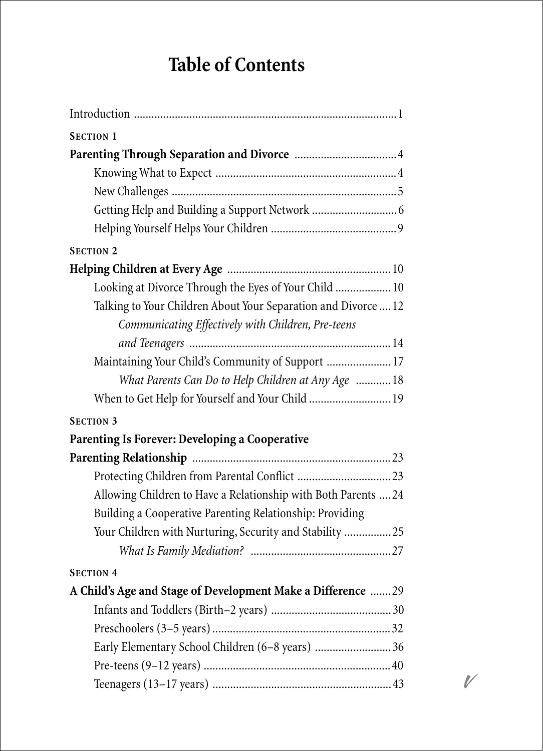# Table of Contents

Introduction ........................................................................................ 1

**SECTION 1**

**Parenting Through Separation and Divorce** .................................. 4

- Knowing What to Expect ............................................................ 4
- New Challenges ........................................................................... 5
- Getting Help and Building a Support Network ............................ 6
- Helping Yourself Helps Your Children .......................................... 9

**SECTION 2**

**Helping Children at Every Age** ...................................................... 10

- Looking at Divorce Through the Eyes of Your Child .................. 10
- Talking to Your Children About Your Separation and Divorce .... 12
  - *Communicating Effectively with Children, Pre-teens and Teenagers* ................................................................... 14
- Maintaining Your Child's Community of Support ..................... 17
  - *What Parents Can Do to Help Children at Any Age* ............ 18
- When to Get Help for Yourself and Your Child ........................... 19

**SECTION 3**

**Parenting Is Forever: Developing a Cooperative Parenting Relationship** .................................................................. 23

- Protecting Children from Parental Conflict ............................... 23
- Allowing Children to Have a Relationship with Both Parents .... 24
- Building a Cooperative Parenting Relationship: Providing Your Children with Nurturing, Security and Stability ............... 25
  - *What Is Family Mediation?* ............................................... 27

**SECTION 4**

**A Child's Age and Stage of Development Make a Difference** ....... 29

- Infants and Toddlers (Birth–2 years) ......................................... 30
- Preschoolers (3–5 years) ............................................................ 32
- Early Elementary School Children (6–8 years) .......................... 36
- Pre-teens (9–12 years) ............................................................... 40
- Teenagers (13–17 years) ............................................................ 43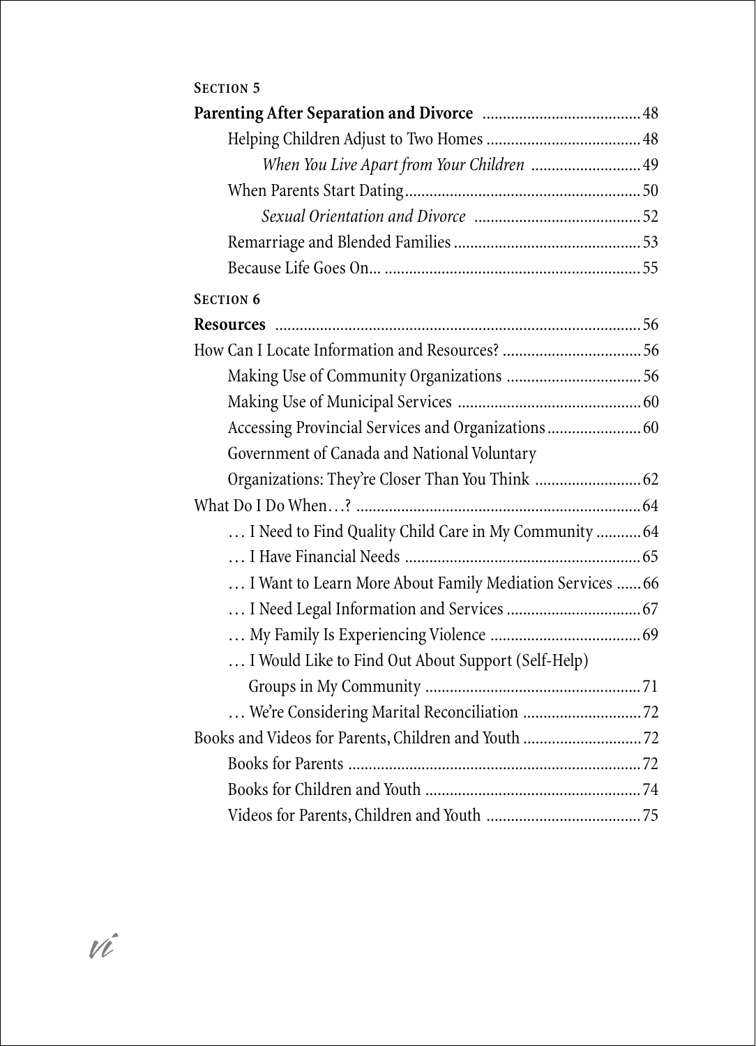**SECTION 5**

**Parenting After Separation and Divorce** ....................................... 48

- Helping Children Adjust to Two Homes ...................................... 48
  - *When You Live Apart from Your Children* ........................... 49
- When Parents Start Dating.......................................................... 50
  - *Sexual Orientation and Divorce* ......................................... 52
- Remarriage and Blended Families .............................................. 53
- Because Life Goes On... ............................................................... 55

**SECTION 6**

**Resources** .......................................................................................... 56

How Can I Locate Information and Resources? .................................. 56

- Making Use of Community Organizations ................................. 56
- Making Use of Municipal Services ............................................. 60
- Accessing Provincial Services and Organizations....................... 60
- Government of Canada and National Voluntary Organizations: They're Closer Than You Think .......................... 62

What Do I Do When…? ...................................................................... 64

- … I Need to Find Quality Child Care in My Community ........... 64
- … I Have Financial Needs .......................................................... 65
- … I Want to Learn More About Family Mediation Services ...... 66
- … I Need Legal Information and Services ................................. 67
- … My Family Is Experiencing Violence ..................................... 69
- … I Would Like to Find Out About Support (Self-Help) Groups in My Community ..................................................... 71
- … We're Considering Marital Reconciliation ............................. 72

Books and Videos for Parents, Children and Youth ............................. 72

- Books for Parents ........................................................................ 72
- Books for Children and Youth ..................................................... 74
- Videos for Parents, Children and Youth ...................................... 75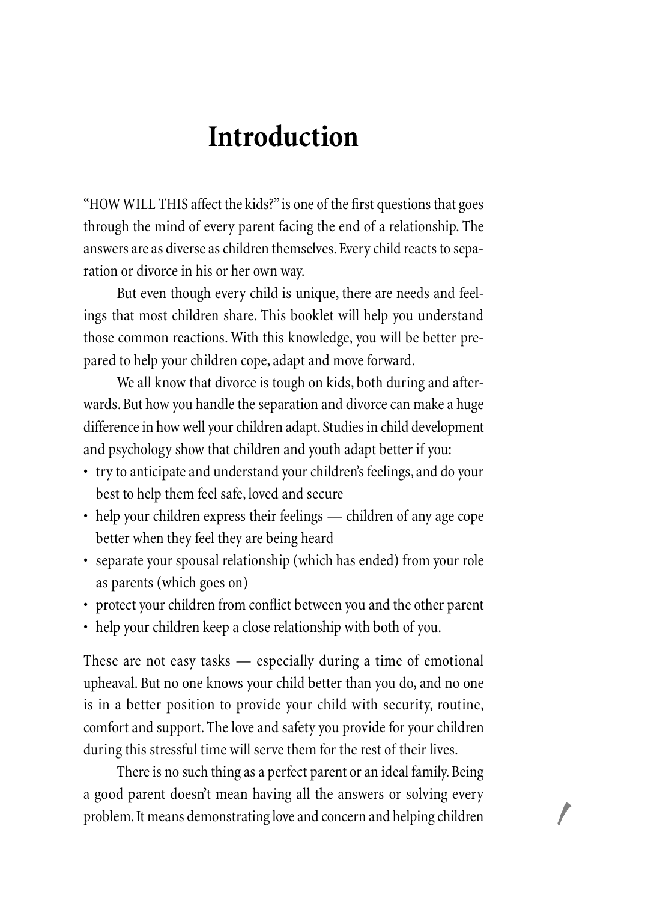# Introduction

"HOW WILL THIS affect the kids?" is one of the first questions that goes through the mind of every parent facing the end of a relationship. The answers are as diverse as children themselves. Every child reacts to separation or divorce in his or her own way.

But even though every child is unique, there are needs and feelings that most children share. This booklet will help you understand those common reactions. With this knowledge, you will be better prepared to help your children cope, adapt and move forward.

We all know that divorce is tough on kids, both during and afterwards. But how you handle the separation and divorce can make a huge difference in how well your children adapt. Studies in child development and psychology show that children and youth adapt better if you:

- try to anticipate and understand your children's feelings, and do your best to help them feel safe, loved and secure
- help your children express their feelings — children of any age cope better when they feel they are being heard
- separate your spousal relationship (which has ended) from your role as parents (which goes on)
- protect your children from conflict between you and the other parent
- help your children keep a close relationship with both of you.

These are not easy tasks — especially during a time of emotional upheaval. But no one knows your child better than you do, and no one is in a better position to provide your child with security, routine, comfort and support. The love and safety you provide for your children during this stressful time will serve them for the rest of their lives.

There is no such thing as a perfect parent or an ideal family. Being a good parent doesn't mean having all the answers or solving every problem. It means demonstrating love and concern and helping children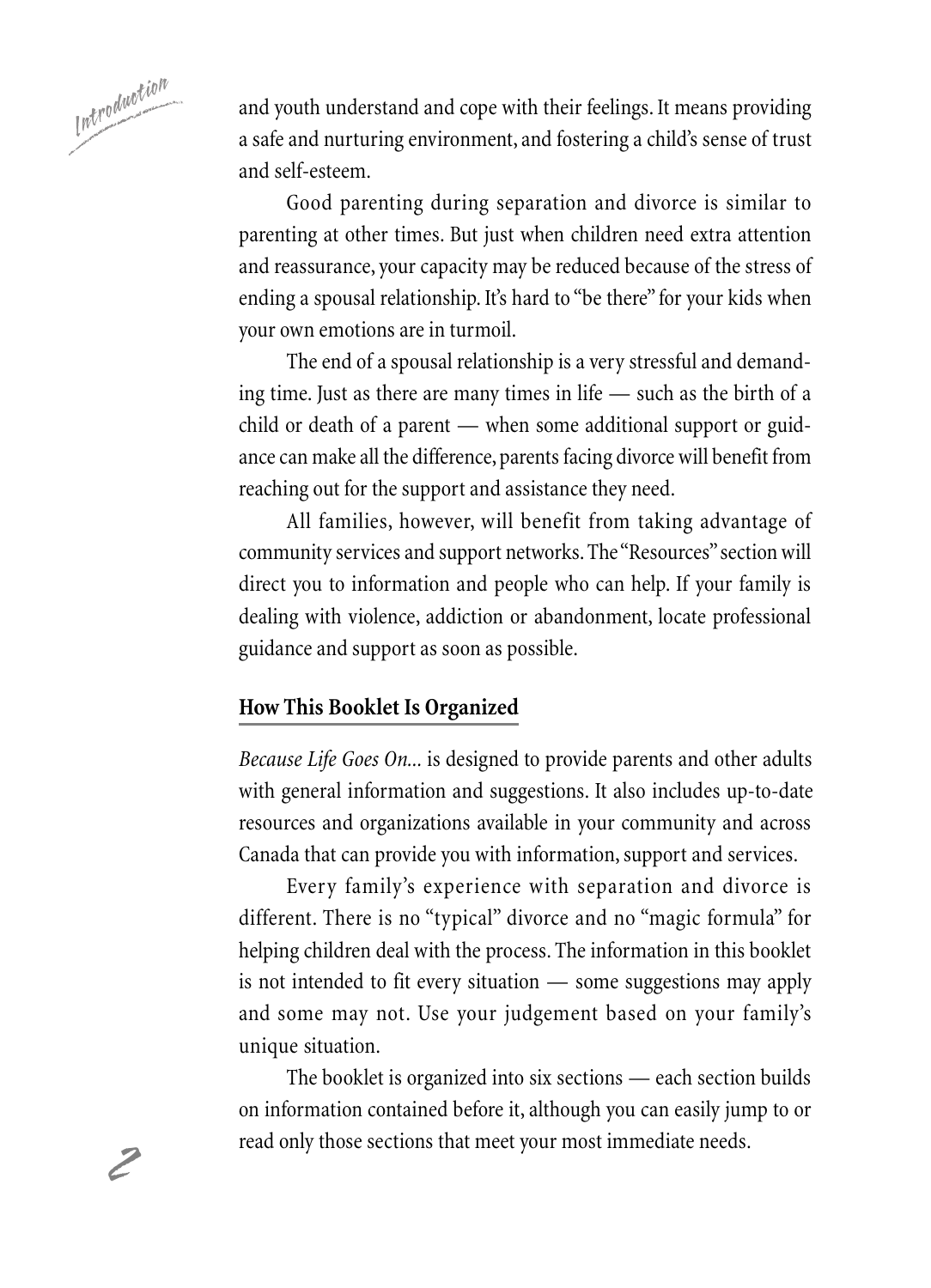and youth understand and cope with their feelings. It means providing a safe and nurturing environment, and fostering a child's sense of trust and self-esteem.

Good parenting during separation and divorce is similar to parenting at other times. But just when children need extra attention and reassurance, your capacity may be reduced because of the stress of ending a spousal relationship. It's hard to "be there" for your kids when your own emotions are in turmoil.

The end of a spousal relationship is a very stressful and demanding time. Just as there are many times in life — such as the birth of a child or death of a parent — when some additional support or guidance can make all the difference, parents facing divorce will benefit from reaching out for the support and assistance they need.

All families, however, will benefit from taking advantage of community services and support networks. The "Resources" section will direct you to information and people who can help. If your family is dealing with violence, addiction or abandonment, locate professional guidance and support as soon as possible.

## How This Booklet Is Organized

*Because Life Goes On...* is designed to provide parents and other adults with general information and suggestions. It also includes up-to-date resources and organizations available in your community and across Canada that can provide you with information, support and services.

Every family's experience with separation and divorce is different. There is no "typical" divorce and no "magic formula" for helping children deal with the process. The information in this booklet is not intended to fit every situation — some suggestions may apply and some may not. Use your judgement based on your family's unique situation.

The booklet is organized into six sections — each section builds on information contained before it, although you can easily jump to or read only those sections that meet your most immediate needs.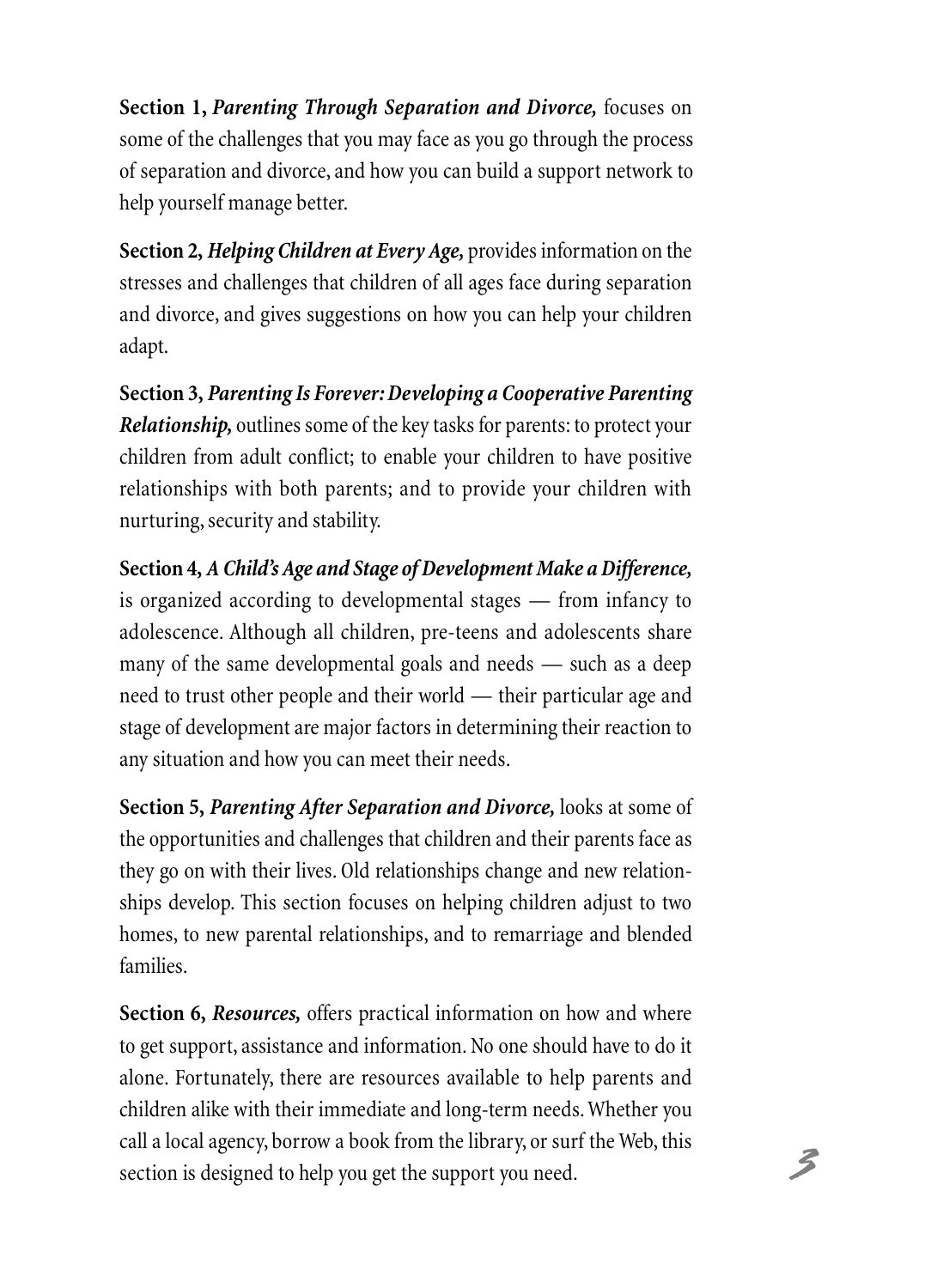**Section 1,** ***Parenting Through Separation and Divorce,*** focuses on some of the challenges that you may face as you go through the process of separation and divorce, and how you can build a support network to help yourself manage better.

**Section 2,** ***Helping Children at Every Age,*** provides information on the stresses and challenges that children of all ages face during separation and divorce, and gives suggestions on how you can help your children adapt.

**Section 3,** ***Parenting Is Forever: Developing a Cooperative Parenting Relationship,*** outlines some of the key tasks for parents: to protect your children from adult conflict; to enable your children to have positive relationships with both parents; and to provide your children with nurturing, security and stability.

**Section 4,** ***A Child's Age and Stage of Development Make a Difference,*** is organized according to developmental stages — from infancy to adolescence. Although all children, pre-teens and adolescents share many of the same developmental goals and needs — such as a deep need to trust other people and their world — their particular age and stage of development are major factors in determining their reaction to any situation and how you can meet their needs.

**Section 5,** ***Parenting After Separation and Divorce,*** looks at some of the opportunities and challenges that children and their parents face as they go on with their lives. Old relationships change and new relationships develop. This section focuses on helping children adjust to two homes, to new parental relationships, and to remarriage and blended families.

**Section 6,** ***Resources,*** offers practical information on how and where to get support, assistance and information. No one should have to do it alone. Fortunately, there are resources available to help parents and children alike with their immediate and long-term needs. Whether you call a local agency, borrow a book from the library, or surf the Web, this section is designed to help you get the support you need.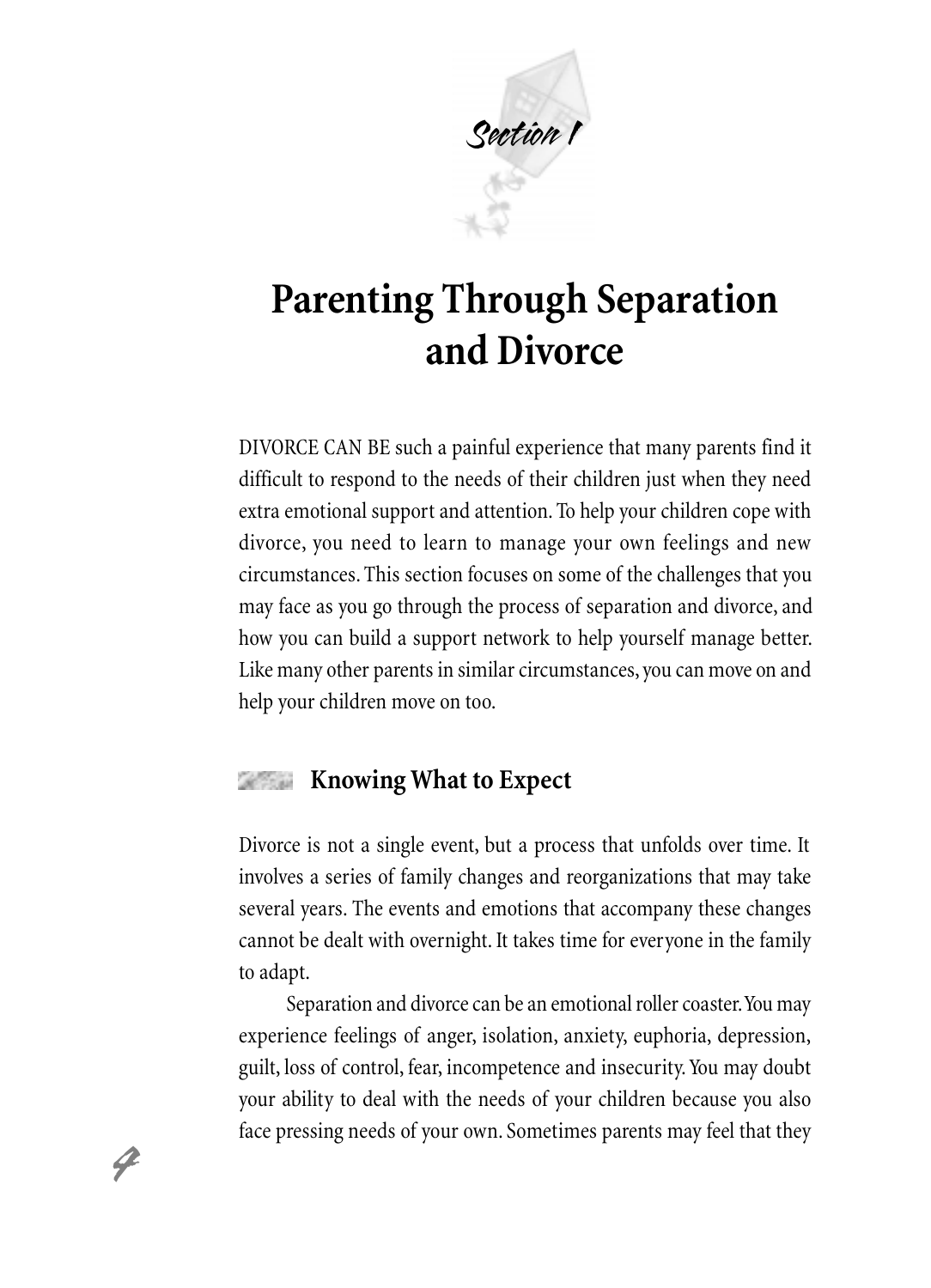*Section 1*

# Parenting Through Separation and Divorce

DIVORCE CAN BE such a painful experience that many parents find it difficult to respond to the needs of their children just when they need extra emotional support and attention. To help your children cope with divorce, you need to learn to manage your own feelings and new circumstances. This section focuses on some of the challenges that you may face as you go through the process of separation and divorce, and how you can build a support network to help yourself manage better. Like many other parents in similar circumstances, you can move on and help your children move on too.

## Knowing What to Expect

Divorce is not a single event, but a process that unfolds over time. It involves a series of family changes and reorganizations that may take several years. The events and emotions that accompany these changes cannot be dealt with overnight. It takes time for everyone in the family to adapt.

Separation and divorce can be an emotional roller coaster. You may experience feelings of anger, isolation, anxiety, euphoria, depression, guilt, loss of control, fear, incompetence and insecurity. You may doubt your ability to deal with the needs of your children because you also face pressing needs of your own. Sometimes parents may feel that they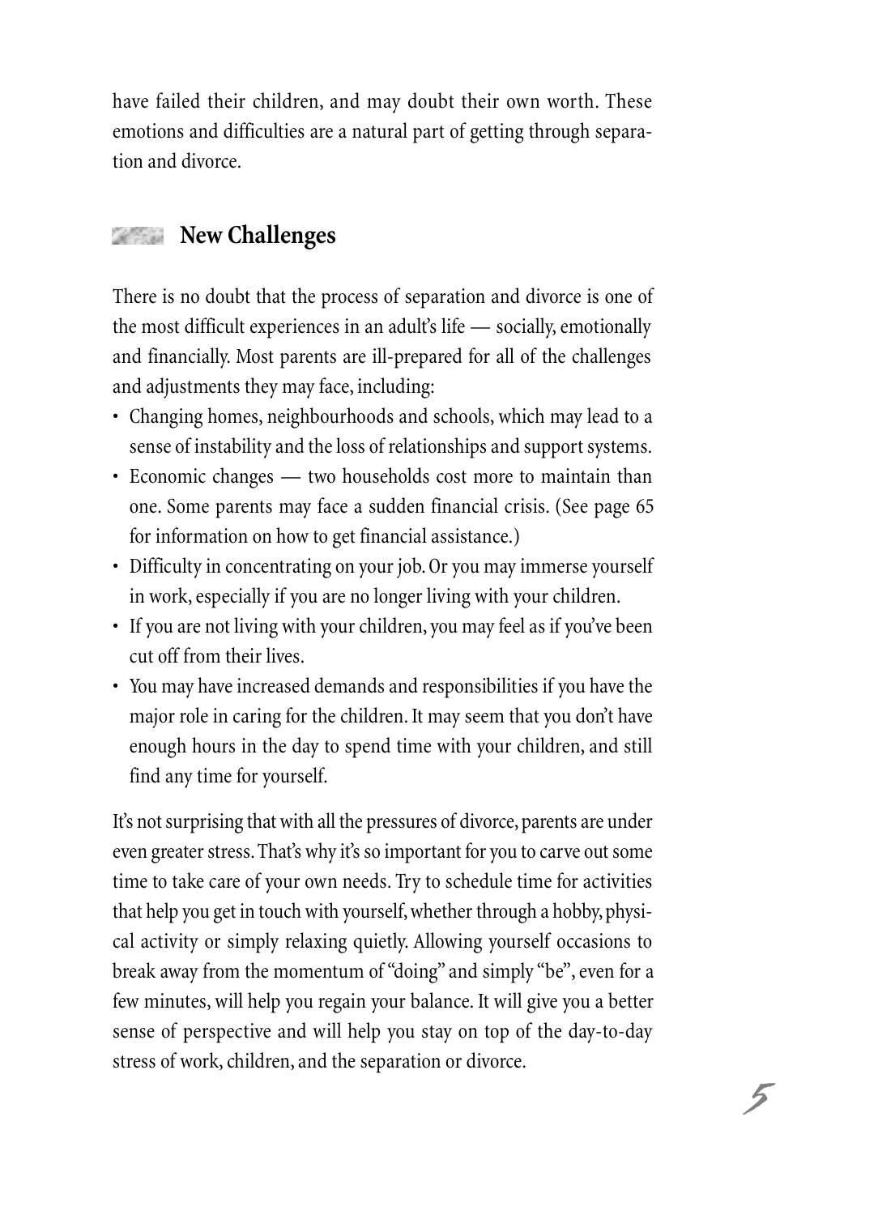have failed their children, and may doubt their own worth. These emotions and difficulties are a natural part of getting through separation and divorce.

## New Challenges

There is no doubt that the process of separation and divorce is one of the most difficult experiences in an adult's life — socially, emotionally and financially. Most parents are ill-prepared for all of the challenges and adjustments they may face, including:

- Changing homes, neighbourhoods and schools, which may lead to a sense of instability and the loss of relationships and support systems.
- Economic changes — two households cost more to maintain than one. Some parents may face a sudden financial crisis. (See page 65 for information on how to get financial assistance.)
- Difficulty in concentrating on your job. Or you may immerse yourself in work, especially if you are no longer living with your children.
- If you are not living with your children, you may feel as if you've been cut off from their lives.
- You may have increased demands and responsibilities if you have the major role in caring for the children. It may seem that you don't have enough hours in the day to spend time with your children, and still find any time for yourself.

It's not surprising that with all the pressures of divorce, parents are under even greater stress. That's why it's so important for you to carve out some time to take care of your own needs. Try to schedule time for activities that help you get in touch with yourself, whether through a hobby, physical activity or simply relaxing quietly. Allowing yourself occasions to break away from the momentum of "doing" and simply "be", even for a few minutes, will help you regain your balance. It will give you a better sense of perspective and will help you stay on top of the day-to-day stress of work, children, and the separation or divorce.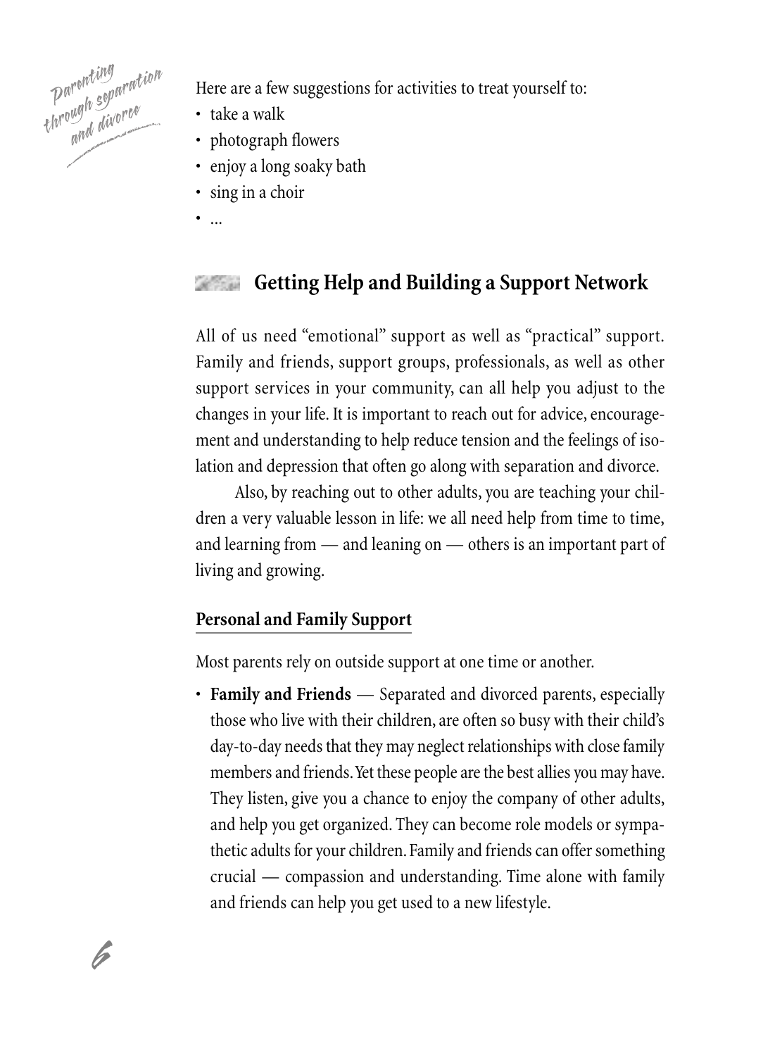Here are a few suggestions for activities to treat yourself to:

- take a walk
- photograph flowers
- enjoy a long soaky bath
- sing in a choir
- ...

## Getting Help and Building a Support Network

All of us need "emotional" support as well as "practical" support. Family and friends, support groups, professionals, as well as other support services in your community, can all help you adjust to the changes in your life. It is important to reach out for advice, encouragement and understanding to help reduce tension and the feelings of isolation and depression that often go along with separation and divorce.

Also, by reaching out to other adults, you are teaching your children a very valuable lesson in life: we all need help from time to time, and learning from — and leaning on — others is an important part of living and growing.

### Personal and Family Support

Most parents rely on outside support at one time or another.

- **Family and Friends** — Separated and divorced parents, especially those who live with their children, are often so busy with their child's day-to-day needs that they may neglect relationships with close family members and friends. Yet these people are the best allies you may have. They listen, give you a chance to enjoy the company of other adults, and help you get organized. They can become role models or sympathetic adults for your children. Family and friends can offer something crucial — compassion and understanding. Time alone with family and friends can help you get used to a new lifestyle.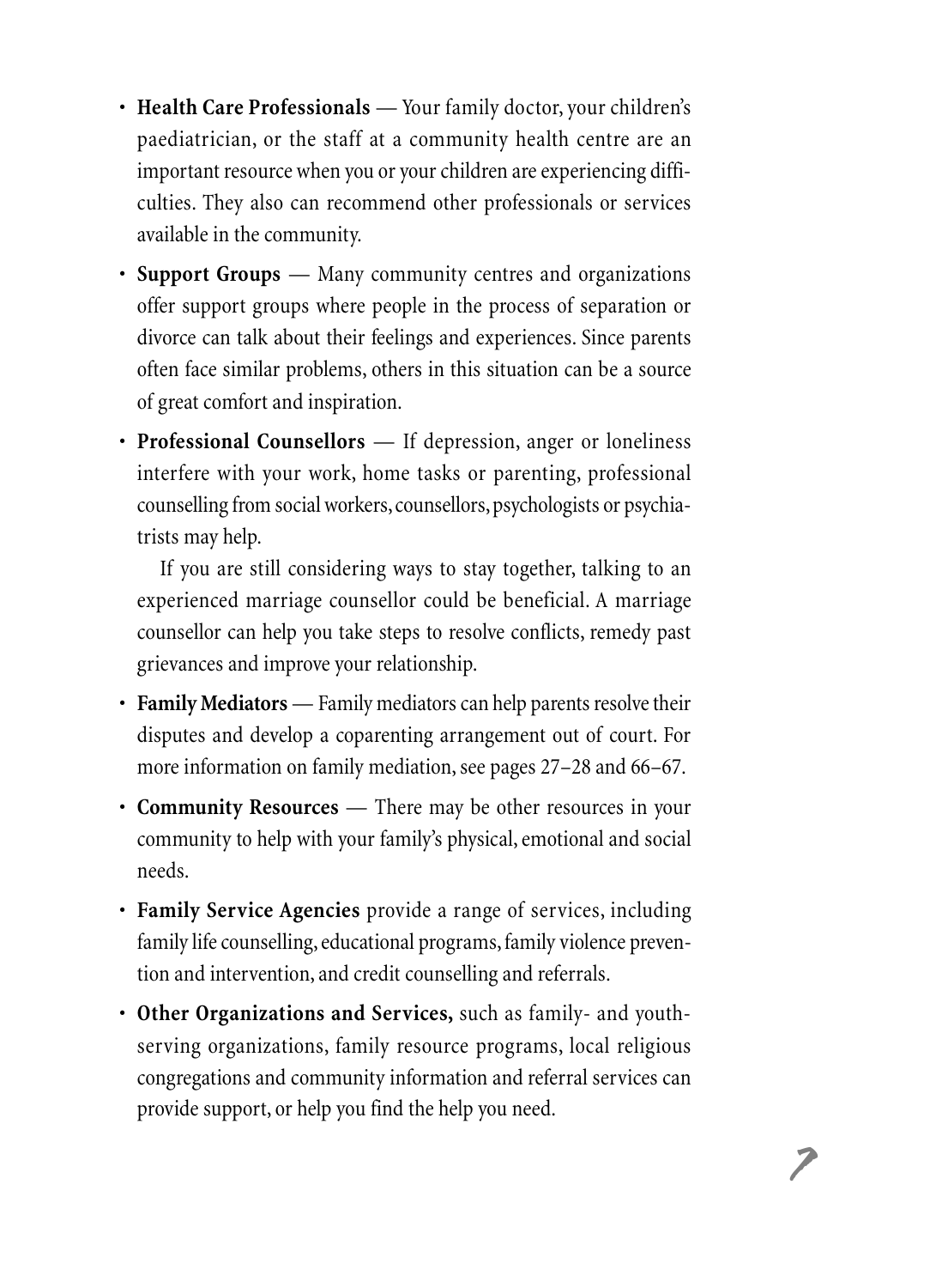- **Health Care Professionals** — Your family doctor, your children's paediatrician, or the staff at a community health centre are an important resource when you or your children are experiencing difficulties. They also can recommend other professionals or services available in the community.
- **Support Groups** — Many community centres and organizations offer support groups where people in the process of separation or divorce can talk about their feelings and experiences. Since parents often face similar problems, others in this situation can be a source of great comfort and inspiration.
- **Professional Counsellors** — If depression, anger or loneliness interfere with your work, home tasks or parenting, professional counselling from social workers, counsellors, psychologists or psychiatrists may help.

  If you are still considering ways to stay together, talking to an experienced marriage counsellor could be beneficial. A marriage counsellor can help you take steps to resolve conflicts, remedy past grievances and improve your relationship.
- **Family Mediators** — Family mediators can help parents resolve their disputes and develop a coparenting arrangement out of court. For more information on family mediation, see pages 27–28 and 66–67.
- **Community Resources** — There may be other resources in your community to help with your family's physical, emotional and social needs.
- **Family Service Agencies** provide a range of services, including family life counselling, educational programs, family violence prevention and intervention, and credit counselling and referrals.
- **Other Organizations and Services,** such as family- and youth-serving organizations, family resource programs, local religious congregations and community information and referral services can provide support, or help you find the help you need.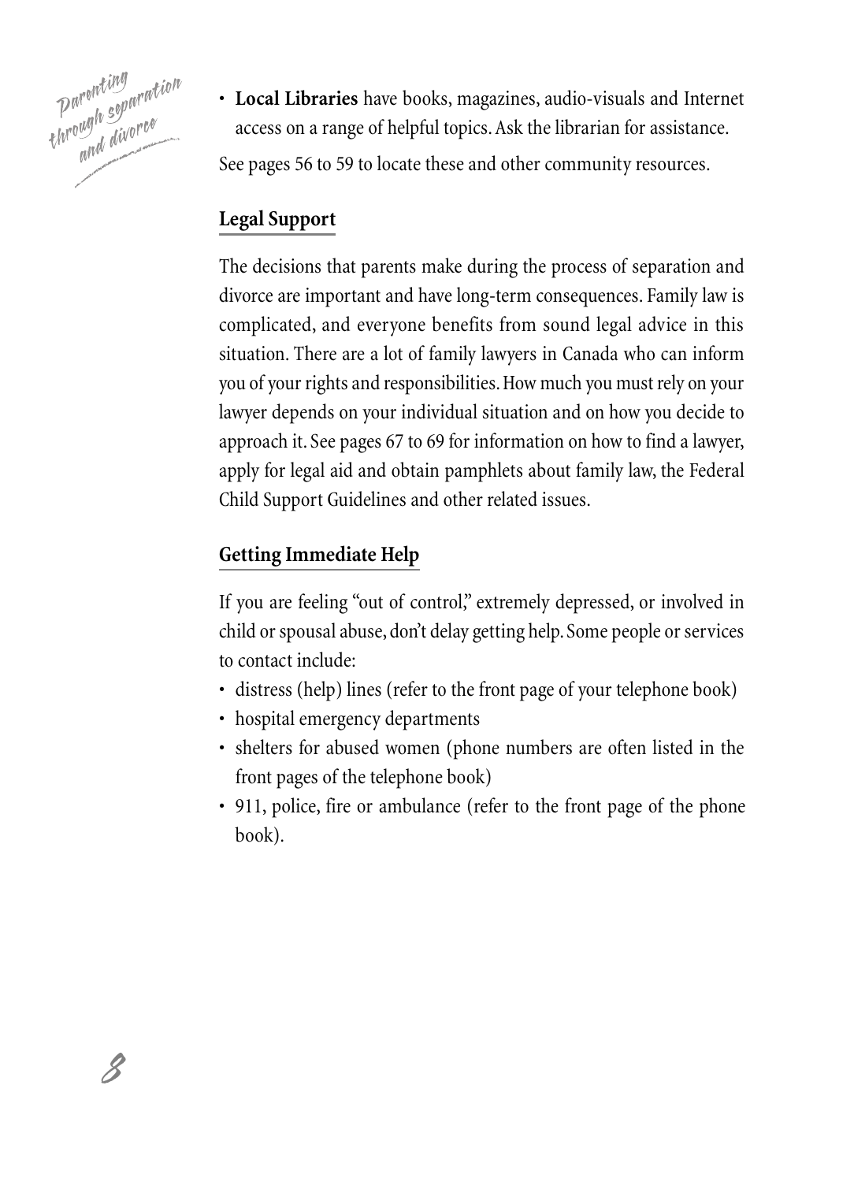- **Local Libraries** have books, magazines, audio-visuals and Internet access on a range of helpful topics. Ask the librarian for assistance.

See pages 56 to 59 to locate these and other community resources.

## Legal Support

The decisions that parents make during the process of separation and divorce are important and have long-term consequences. Family law is complicated, and everyone benefits from sound legal advice in this situation. There are a lot of family lawyers in Canada who can inform you of your rights and responsibilities. How much you must rely on your lawyer depends on your individual situation and on how you decide to approach it. See pages 67 to 69 for information on how to find a lawyer, apply for legal aid and obtain pamphlets about family law, the Federal Child Support Guidelines and other related issues.

## Getting Immediate Help

If you are feeling "out of control," extremely depressed, or involved in child or spousal abuse, don't delay getting help. Some people or services to contact include:

- distress (help) lines (refer to the front page of your telephone book)
- hospital emergency departments
- shelters for abused women (phone numbers are often listed in the front pages of the telephone book)
- 911, police, fire or ambulance (refer to the front page of the phone book).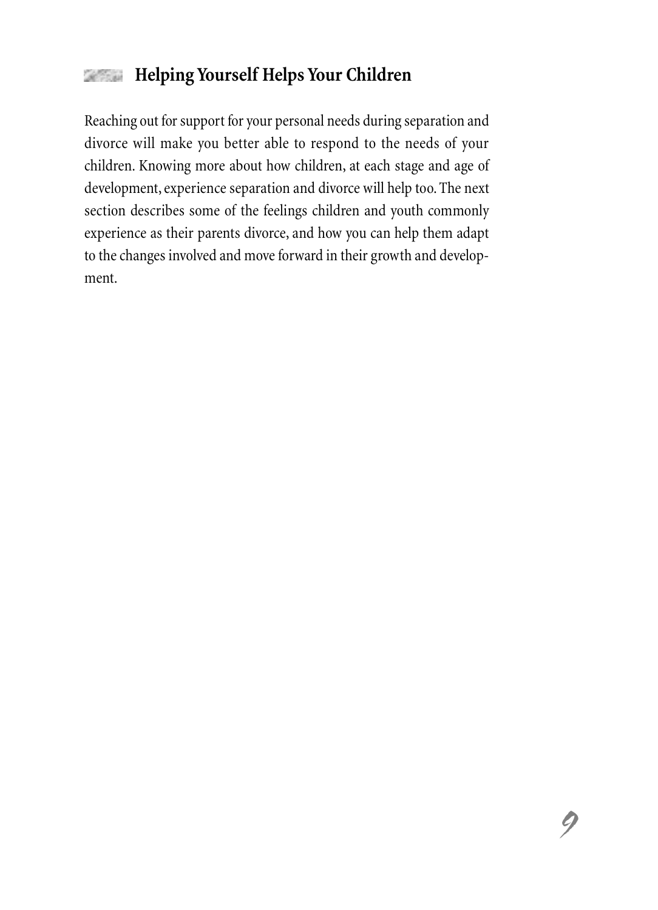## Helping Yourself Helps Your Children

Reaching out for support for your personal needs during separation and divorce will make you better able to respond to the needs of your children. Knowing more about how children, at each stage and age of development, experience separation and divorce will help too. The next section describes some of the feelings children and youth commonly experience as their parents divorce, and how you can help them adapt to the changes involved and move forward in their growth and development.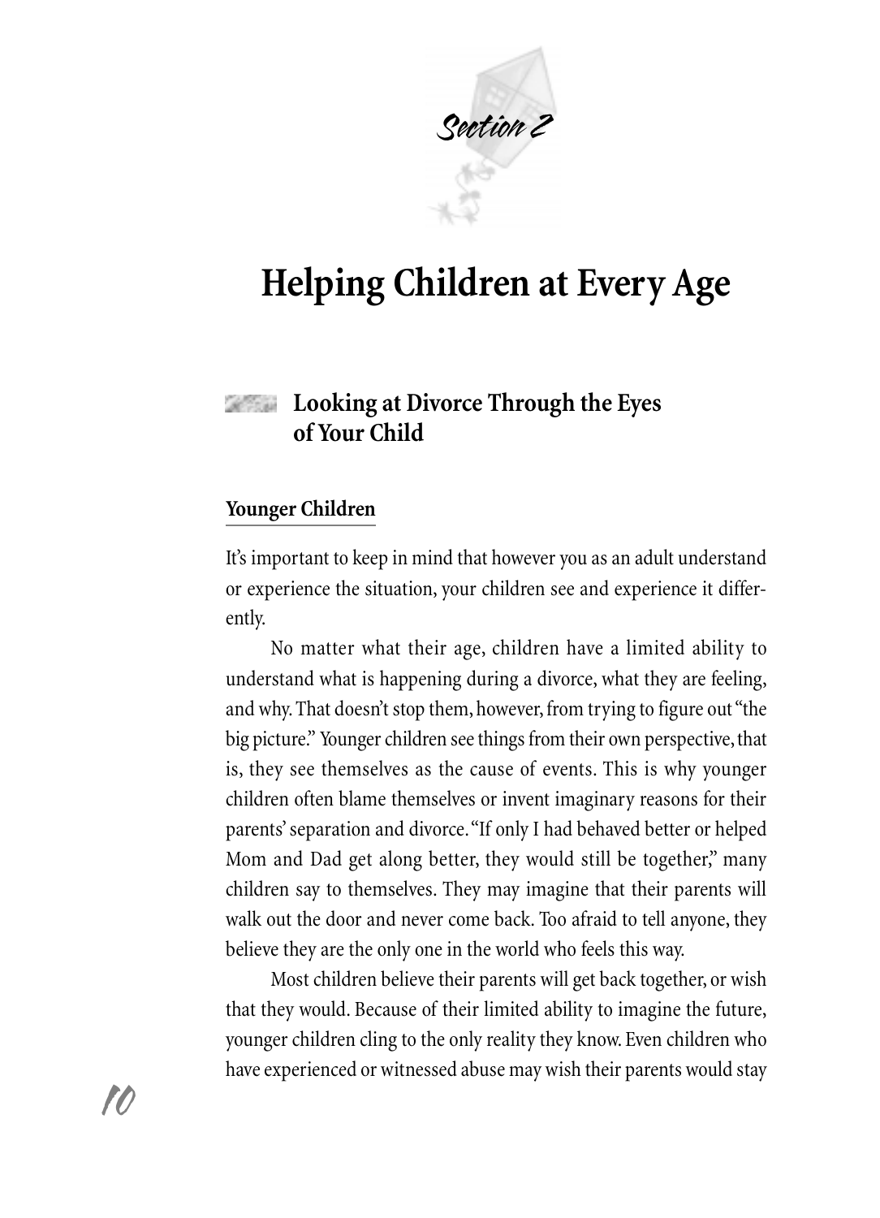*Section 2*

# Helping Children at Every Age

## Looking at Divorce Through the Eyes of Your Child

### Younger Children

It's important to keep in mind that however you as an adult understand or experience the situation, your children see and experience it differently.

No matter what their age, children have a limited ability to understand what is happening during a divorce, what they are feeling, and why. That doesn't stop them, however, from trying to figure out "the big picture." Younger children see things from their own perspective, that is, they see themselves as the cause of events. This is why younger children often blame themselves or invent imaginary reasons for their parents' separation and divorce. "If only I had behaved better or helped Mom and Dad get along better, they would still be together," many children say to themselves. They may imagine that their parents will walk out the door and never come back. Too afraid to tell anyone, they believe they are the only one in the world who feels this way.

Most children believe their parents will get back together, or wish that they would. Because of their limited ability to imagine the future, younger children cling to the only reality they know. Even children who have experienced or witnessed abuse may wish their parents would stay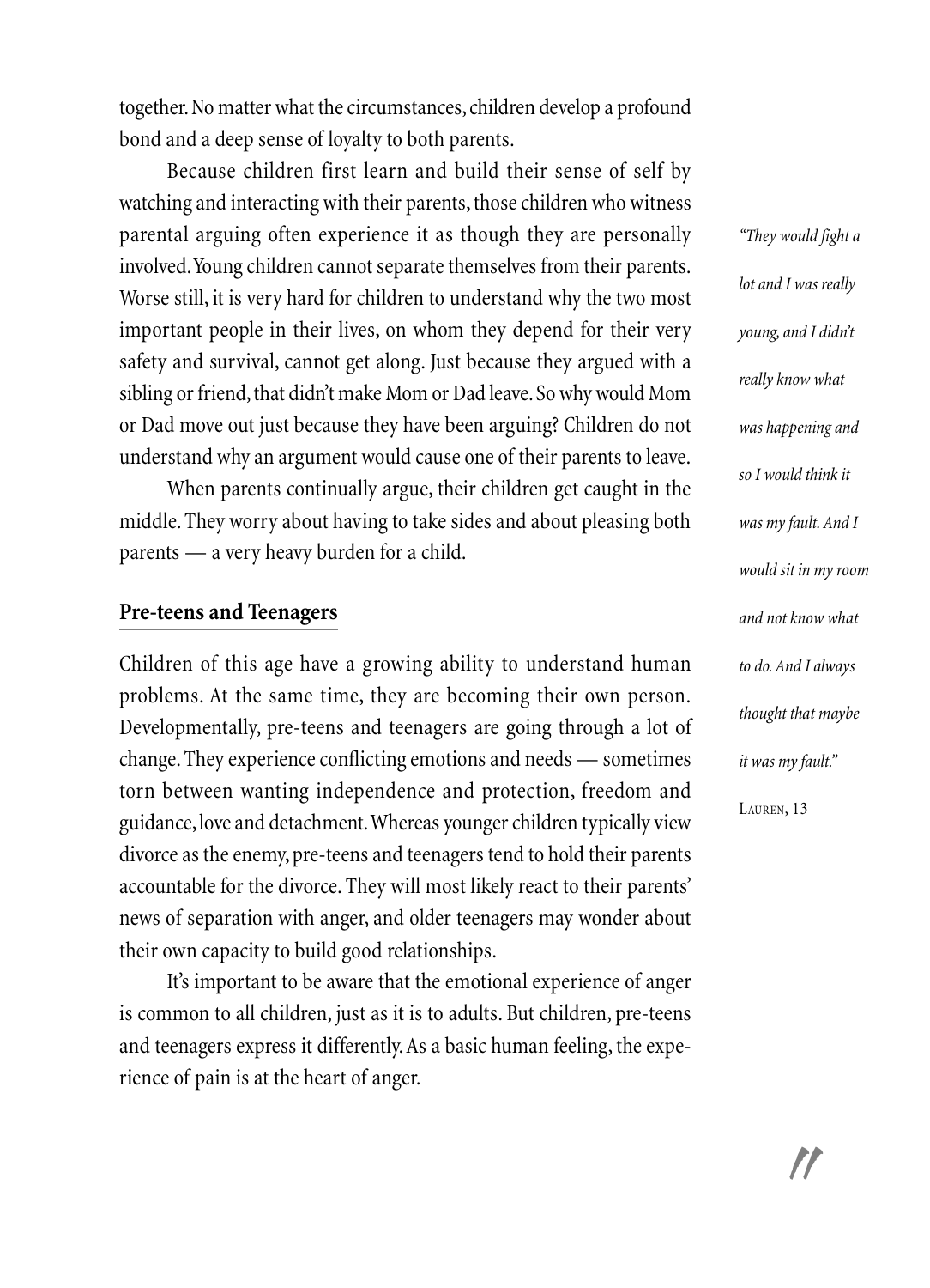together. No matter what the circumstances, children develop a profound bond and a deep sense of loyalty to both parents.

Because children first learn and build their sense of self by watching and interacting with their parents, those children who witness parental arguing often experience it as though they are personally involved. Young children cannot separate themselves from their parents. Worse still, it is very hard for children to understand why the two most important people in their lives, on whom they depend for their very safety and survival, cannot get along. Just because they argued with a sibling or friend, that didn't make Mom or Dad leave. So why would Mom or Dad move out just because they have been arguing? Children do not understand why an argument would cause one of their parents to leave.

When parents continually argue, their children get caught in the middle. They worry about having to take sides and about pleasing both parents — a very heavy burden for a child.

> *"They would fight a lot and I was really young, and I didn't really know what was happening and so I would think it was my fault. And I would sit in my room and not know what to do. And I always thought that maybe it was my fault."*
>
> Lauren, 13

## Pre-teens and Teenagers

Children of this age have a growing ability to understand human problems. At the same time, they are becoming their own person. Developmentally, pre-teens and teenagers are going through a lot of change. They experience conflicting emotions and needs — sometimes torn between wanting independence and protection, freedom and guidance, love and detachment. Whereas younger children typically view divorce as the enemy, pre-teens and teenagers tend to hold their parents accountable for the divorce. They will most likely react to their parents' news of separation with anger, and older teenagers may wonder about their own capacity to build good relationships.

It's important to be aware that the emotional experience of anger is common to all children, just as it is to adults. But children, pre-teens and teenagers express it differently. As a basic human feeling, the experience of pain is at the heart of anger.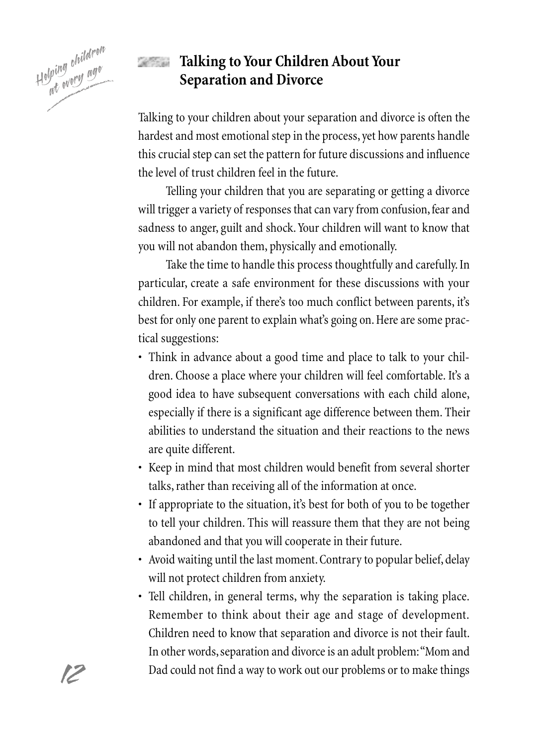## Talking to Your Children About Your Separation and Divorce

Talking to your children about your separation and divorce is often the hardest and most emotional step in the process, yet how parents handle this crucial step can set the pattern for future discussions and influence the level of trust children feel in the future.

Telling your children that you are separating or getting a divorce will trigger a variety of responses that can vary from confusion, fear and sadness to anger, guilt and shock. Your children will want to know that you will not abandon them, physically and emotionally.

Take the time to handle this process thoughtfully and carefully. In particular, create a safe environment for these discussions with your children. For example, if there's too much conflict between parents, it's best for only one parent to explain what's going on. Here are some practical suggestions:

- Think in advance about a good time and place to talk to your children. Choose a place where your children will feel comfortable. It's a good idea to have subsequent conversations with each child alone, especially if there is a significant age difference between them. Their abilities to understand the situation and their reactions to the news are quite different.
- Keep in mind that most children would benefit from several shorter talks, rather than receiving all of the information at once.
- If appropriate to the situation, it's best for both of you to be together to tell your children. This will reassure them that they are not being abandoned and that you will cooperate in their future.
- Avoid waiting until the last moment. Contrary to popular belief, delay will not protect children from anxiety.
- Tell children, in general terms, why the separation is taking place. Remember to think about their age and stage of development. Children need to know that separation and divorce is not their fault. In other words, separation and divorce is an adult problem: "Mom and Dad could not find a way to work out our problems or to make things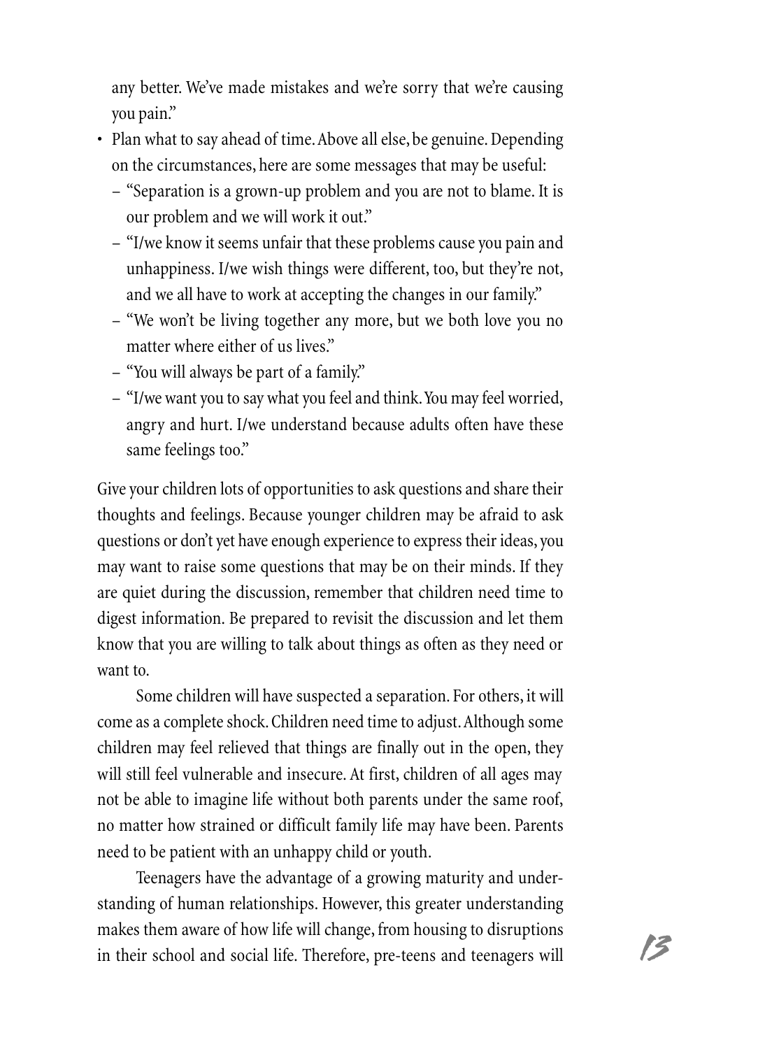any better. We've made mistakes and we're sorry that we're causing you pain."

- Plan what to say ahead of time. Above all else, be genuine. Depending on the circumstances, here are some messages that may be useful:
  - "Separation is a grown-up problem and you are not to blame. It is our problem and we will work it out."
  - "I/we know it seems unfair that these problems cause you pain and unhappiness. I/we wish things were different, too, but they're not, and we all have to work at accepting the changes in our family."
  - "We won't be living together any more, but we both love you no matter where either of us lives."
  - "You will always be part of a family."
  - "I/we want you to say what you feel and think. You may feel worried, angry and hurt. I/we understand because adults often have these same feelings too."

Give your children lots of opportunities to ask questions and share their thoughts and feelings. Because younger children may be afraid to ask questions or don't yet have enough experience to express their ideas, you may want to raise some questions that may be on their minds. If they are quiet during the discussion, remember that children need time to digest information. Be prepared to revisit the discussion and let them know that you are willing to talk about things as often as they need or want to.

Some children will have suspected a separation. For others, it will come as a complete shock. Children need time to adjust. Although some children may feel relieved that things are finally out in the open, they will still feel vulnerable and insecure. At first, children of all ages may not be able to imagine life without both parents under the same roof, no matter how strained or difficult family life may have been. Parents need to be patient with an unhappy child or youth.

Teenagers have the advantage of a growing maturity and understanding of human relationships. However, this greater understanding makes them aware of how life will change, from housing to disruptions in their school and social life. Therefore, pre-teens and teenagers will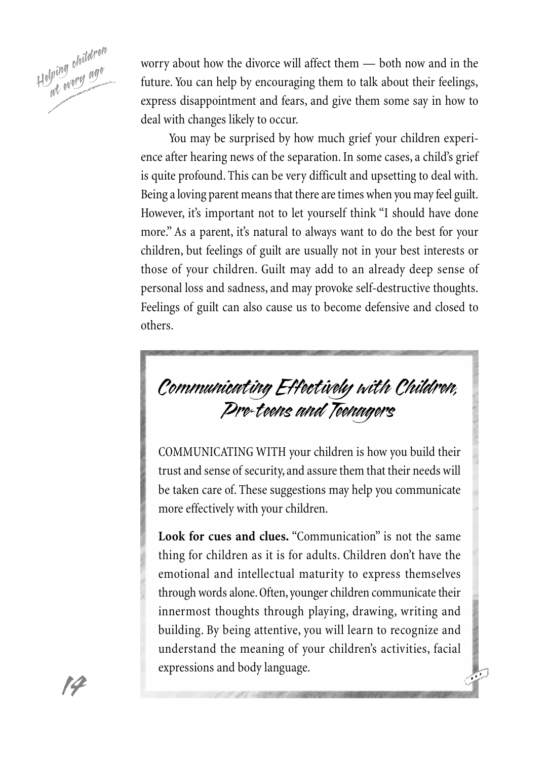worry about how the divorce will affect them — both now and in the future. You can help by encouraging them to talk about their feelings, express disappointment and fears, and give them some say in how to deal with changes likely to occur.

You may be surprised by how much grief your children experience after hearing news of the separation. In some cases, a child's grief is quite profound. This can be very difficult and upsetting to deal with. Being a loving parent means that there are times when you may feel guilt. However, it's important not to let yourself think "I should have done more." As a parent, it's natural to always want to do the best for your children, but feelings of guilt are usually not in your best interests or those of your children. Guilt may add to an already deep sense of personal loss and sadness, and may provoke self-destructive thoughts. Feelings of guilt can also cause us to become defensive and closed to others.

## Communicating Effectively with Children, Pre-teens and Teenagers

COMMUNICATING WITH your children is how you build their trust and sense of security, and assure them that their needs will be taken care of. These suggestions may help you communicate more effectively with your children.

**Look for cues and clues.** "Communication" is not the same thing for children as it is for adults. Children don't have the emotional and intellectual maturity to express themselves through words alone. Often, younger children communicate their innermost thoughts through playing, drawing, writing and building. By being attentive, you will learn to recognize and understand the meaning of your children's activities, facial expressions and body language.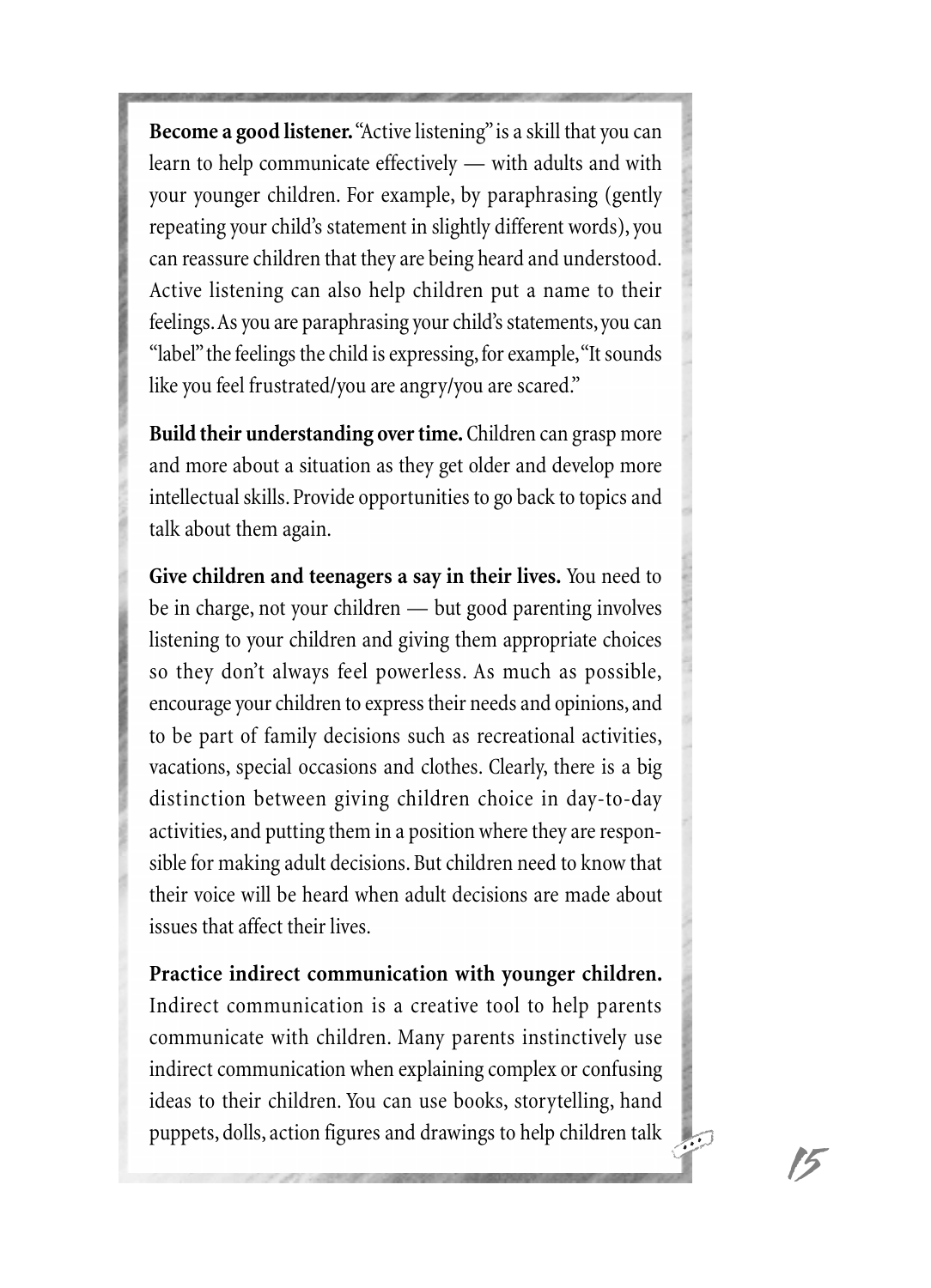**Become a good listener.** "Active listening" is a skill that you can learn to help communicate effectively — with adults and with your younger children. For example, by paraphrasing (gently repeating your child's statement in slightly different words), you can reassure children that they are being heard and understood. Active listening can also help children put a name to their feelings. As you are paraphrasing your child's statements, you can "label" the feelings the child is expressing, for example, "It sounds like you feel frustrated/you are angry/you are scared."

**Build their understanding over time.** Children can grasp more and more about a situation as they get older and develop more intellectual skills. Provide opportunities to go back to topics and talk about them again.

**Give children and teenagers a say in their lives.** You need to be in charge, not your children — but good parenting involves listening to your children and giving them appropriate choices so they don't always feel powerless. As much as possible, encourage your children to express their needs and opinions, and to be part of family decisions such as recreational activities, vacations, special occasions and clothes. Clearly, there is a big distinction between giving children choice in day-to-day activities, and putting them in a position where they are responsible for making adult decisions. But children need to know that their voice will be heard when adult decisions are made about issues that affect their lives.

**Practice indirect communication with younger children.** Indirect communication is a creative tool to help parents communicate with children. Many parents instinctively use indirect communication when explaining complex or confusing ideas to their children. You can use books, storytelling, hand puppets, dolls, action figures and drawings to help children talk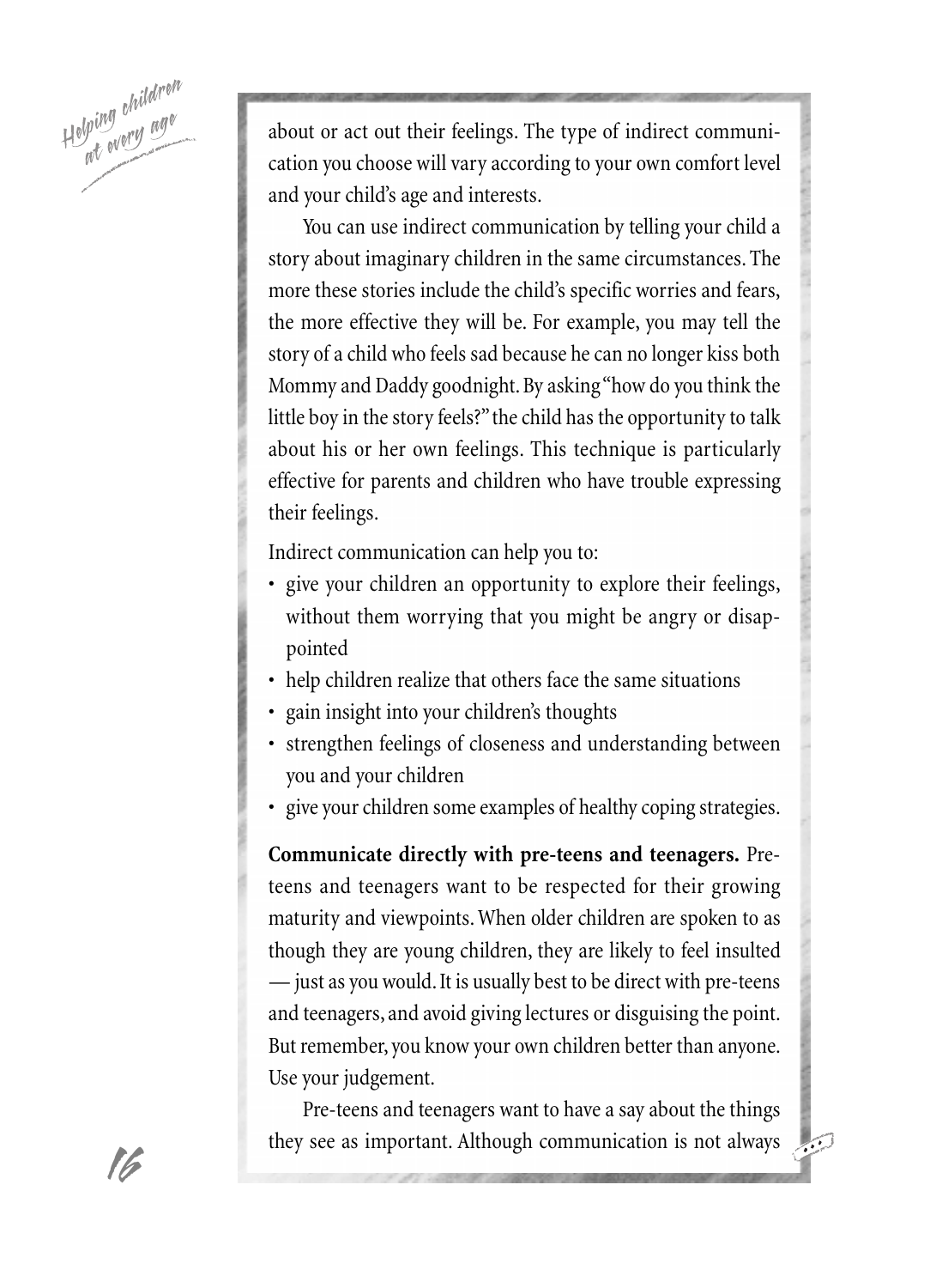about or act out their feelings. The type of indirect communication you choose will vary according to your own comfort level and your child's age and interests.

You can use indirect communication by telling your child a story about imaginary children in the same circumstances. The more these stories include the child's specific worries and fears, the more effective they will be. For example, you may tell the story of a child who feels sad because he can no longer kiss both Mommy and Daddy goodnight. By asking "how do you think the little boy in the story feels?" the child has the opportunity to talk about his or her own feelings. This technique is particularly effective for parents and children who have trouble expressing their feelings.

Indirect communication can help you to:

- give your children an opportunity to explore their feelings, without them worrying that you might be angry or disappointed
- help children realize that others face the same situations
- gain insight into your children's thoughts
- strengthen feelings of closeness and understanding between you and your children
- give your children some examples of healthy coping strategies.

**Communicate directly with pre-teens and teenagers.** Pre-teens and teenagers want to be respected for their growing maturity and viewpoints. When older children are spoken to as though they are young children, they are likely to feel insulted — just as you would. It is usually best to be direct with pre-teens and teenagers, and avoid giving lectures or disguising the point. But remember, you know your own children better than anyone. Use your judgement.

Pre-teens and teenagers want to have a say about the things they see as important. Although communication is not always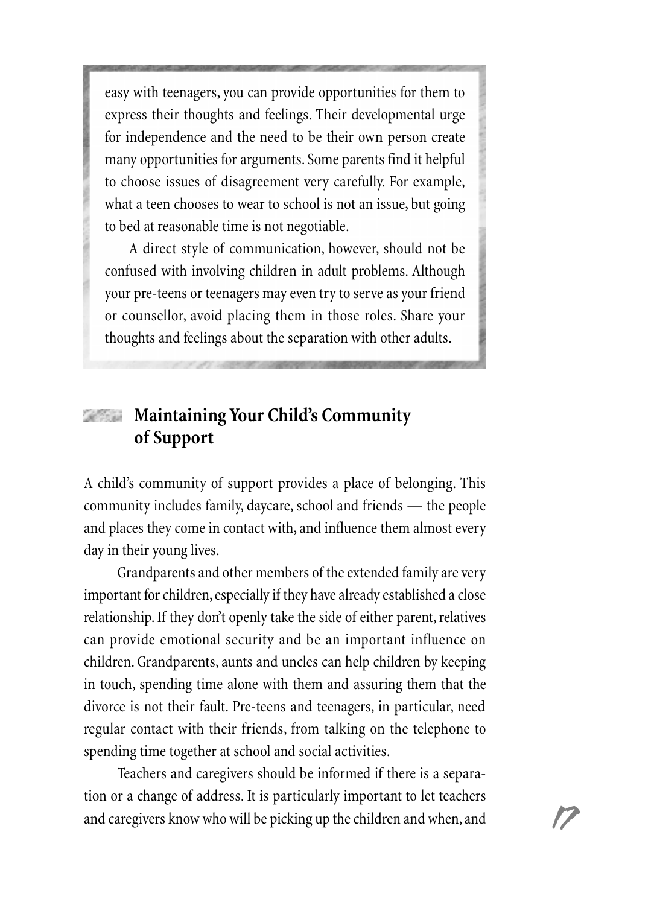easy with teenagers, you can provide opportunities for them to express their thoughts and feelings. Their developmental urge for independence and the need to be their own person create many opportunities for arguments. Some parents find it helpful to choose issues of disagreement very carefully. For example, what a teen chooses to wear to school is not an issue, but going to bed at reasonable time is not negotiable.

A direct style of communication, however, should not be confused with involving children in adult problems. Although your pre-teens or teenagers may even try to serve as your friend or counsellor, avoid placing them in those roles. Share your thoughts and feelings about the separation with other adults.

## Maintaining Your Child's Community of Support

A child's community of support provides a place of belonging. This community includes family, daycare, school and friends — the people and places they come in contact with, and influence them almost every day in their young lives.

Grandparents and other members of the extended family are very important for children, especially if they have already established a close relationship. If they don't openly take the side of either parent, relatives can provide emotional security and be an important influence on children. Grandparents, aunts and uncles can help children by keeping in touch, spending time alone with them and assuring them that the divorce is not their fault. Pre-teens and teenagers, in particular, need regular contact with their friends, from talking on the telephone to spending time together at school and social activities.

Teachers and caregivers should be informed if there is a separation or a change of address. It is particularly important to let teachers and caregivers know who will be picking up the children and when, and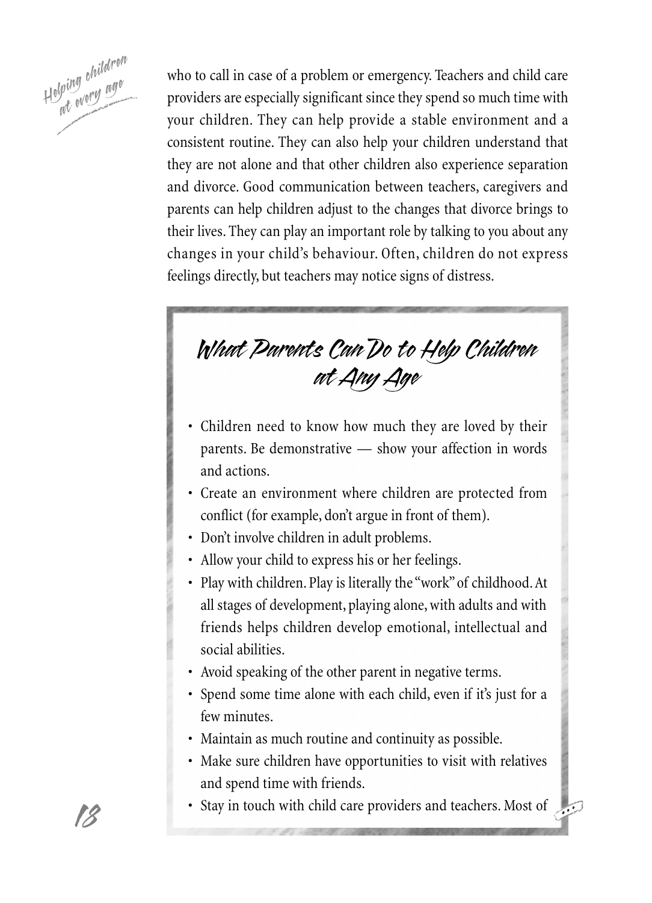who to call in case of a problem or emergency. Teachers and child care providers are especially significant since they spend so much time with your children. They can help provide a stable environment and a consistent routine. They can also help your children understand that they are not alone and that other children also experience separation and divorce. Good communication between teachers, caregivers and parents can help children adjust to the changes that divorce brings to their lives. They can play an important role by talking to you about any changes in your child's behaviour. Often, children do not express feelings directly, but teachers may notice signs of distress.

## What Parents Can Do to Help Children at Any Age

- Children need to know how much they are loved by their parents. Be demonstrative — show your affection in words and actions.
- Create an environment where children are protected from conflict (for example, don't argue in front of them).
- Don't involve children in adult problems.
- Allow your child to express his or her feelings.
- Play with children. Play is literally the "work" of childhood. At all stages of development, playing alone, with adults and with friends helps children develop emotional, intellectual and social abilities.
- Avoid speaking of the other parent in negative terms.
- Spend some time alone with each child, even if it's just for a few minutes.
- Maintain as much routine and continuity as possible.
- Make sure children have opportunities to visit with relatives and spend time with friends.
- Stay in touch with child care providers and teachers. Most of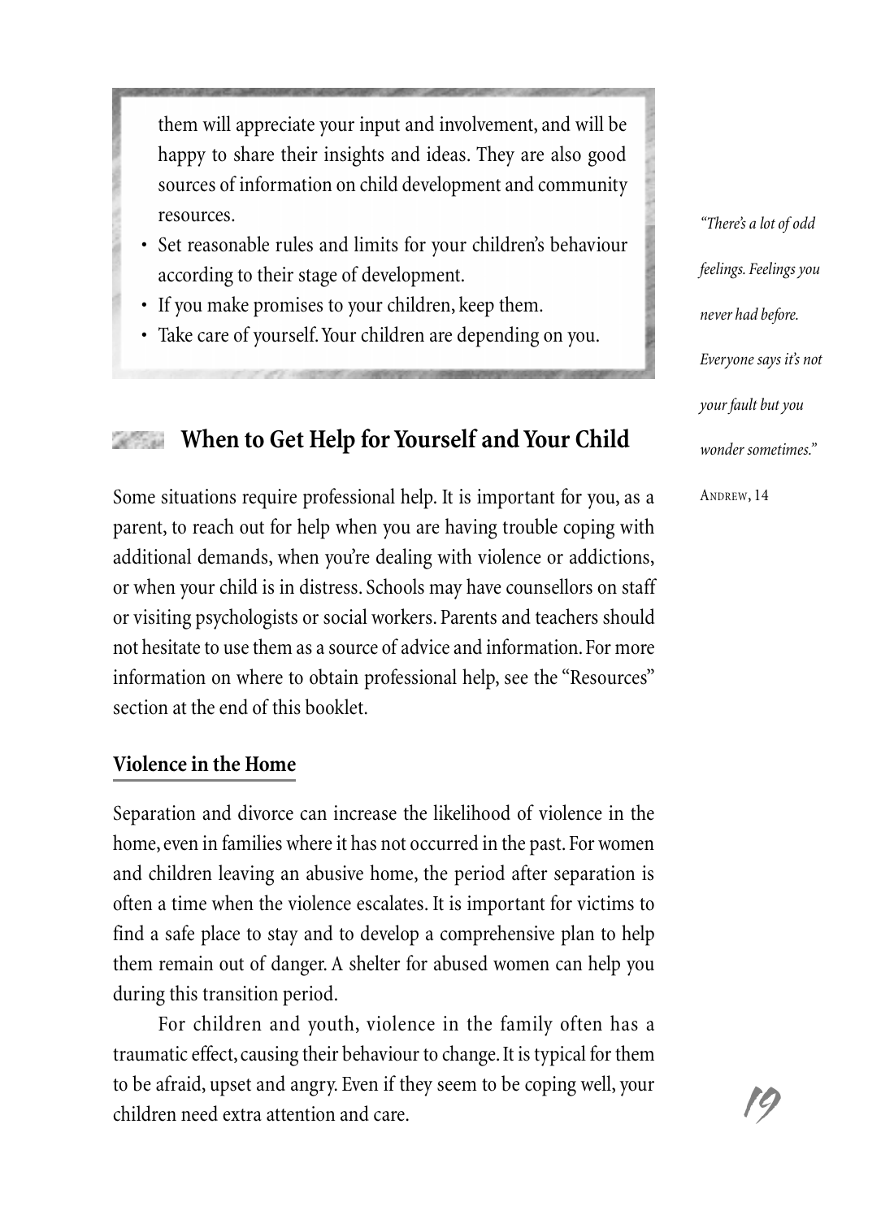them will appreciate your input and involvement, and will be happy to share their insights and ideas. They are also good sources of information on child development and community resources.

- Set reasonable rules and limits for your children's behaviour according to their stage of development.
- If you make promises to your children, keep them.
- Take care of yourself. Your children are depending on you.

## When to Get Help for Yourself and Your Child

*"There's a lot of odd feelings. Feelings you never had before. Everyone says it's not your fault but you wonder sometimes."*

ANDREW, 14

Some situations require professional help. It is important for you, as a parent, to reach out for help when you are having trouble coping with additional demands, when you're dealing with violence or addictions, or when your child is in distress. Schools may have counsellors on staff or visiting psychologists or social workers. Parents and teachers should not hesitate to use them as a source of advice and information. For more information on where to obtain professional help, see the "Resources" section at the end of this booklet.

### Violence in the Home

Separation and divorce can increase the likelihood of violence in the home, even in families where it has not occurred in the past. For women and children leaving an abusive home, the period after separation is often a time when the violence escalates. It is important for victims to find a safe place to stay and to develop a comprehensive plan to help them remain out of danger. A shelter for abused women can help you during this transition period.

For children and youth, violence in the family often has a traumatic effect, causing their behaviour to change. It is typical for them to be afraid, upset and angry. Even if they seem to be coping well, your children need extra attention and care.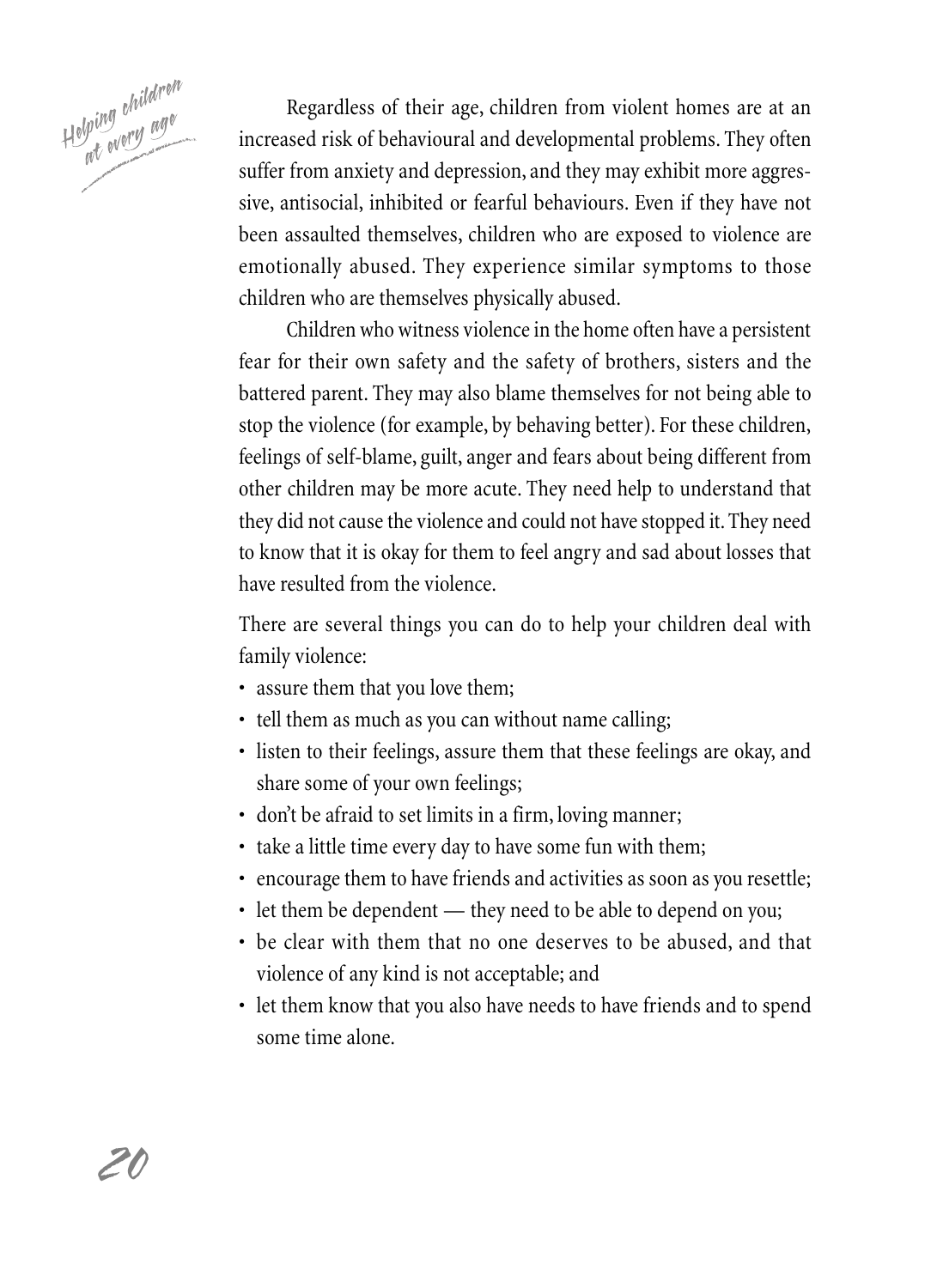Regardless of their age, children from violent homes are at an increased risk of behavioural and developmental problems. They often suffer from anxiety and depression, and they may exhibit more aggressive, antisocial, inhibited or fearful behaviours. Even if they have not been assaulted themselves, children who are exposed to violence are emotionally abused. They experience similar symptoms to those children who are themselves physically abused.

Children who witness violence in the home often have a persistent fear for their own safety and the safety of brothers, sisters and the battered parent. They may also blame themselves for not being able to stop the violence (for example, by behaving better). For these children, feelings of self-blame, guilt, anger and fears about being different from other children may be more acute. They need help to understand that they did not cause the violence and could not have stopped it. They need to know that it is okay for them to feel angry and sad about losses that have resulted from the violence.

There are several things you can do to help your children deal with family violence:

- assure them that you love them;
- tell them as much as you can without name calling;
- listen to their feelings, assure them that these feelings are okay, and share some of your own feelings;
- don't be afraid to set limits in a firm, loving manner;
- take a little time every day to have some fun with them;
- encourage them to have friends and activities as soon as you resettle;
- let them be dependent — they need to be able to depend on you;
- be clear with them that no one deserves to be abused, and that violence of any kind is not acceptable; and
- let them know that you also have needs to have friends and to spend some time alone.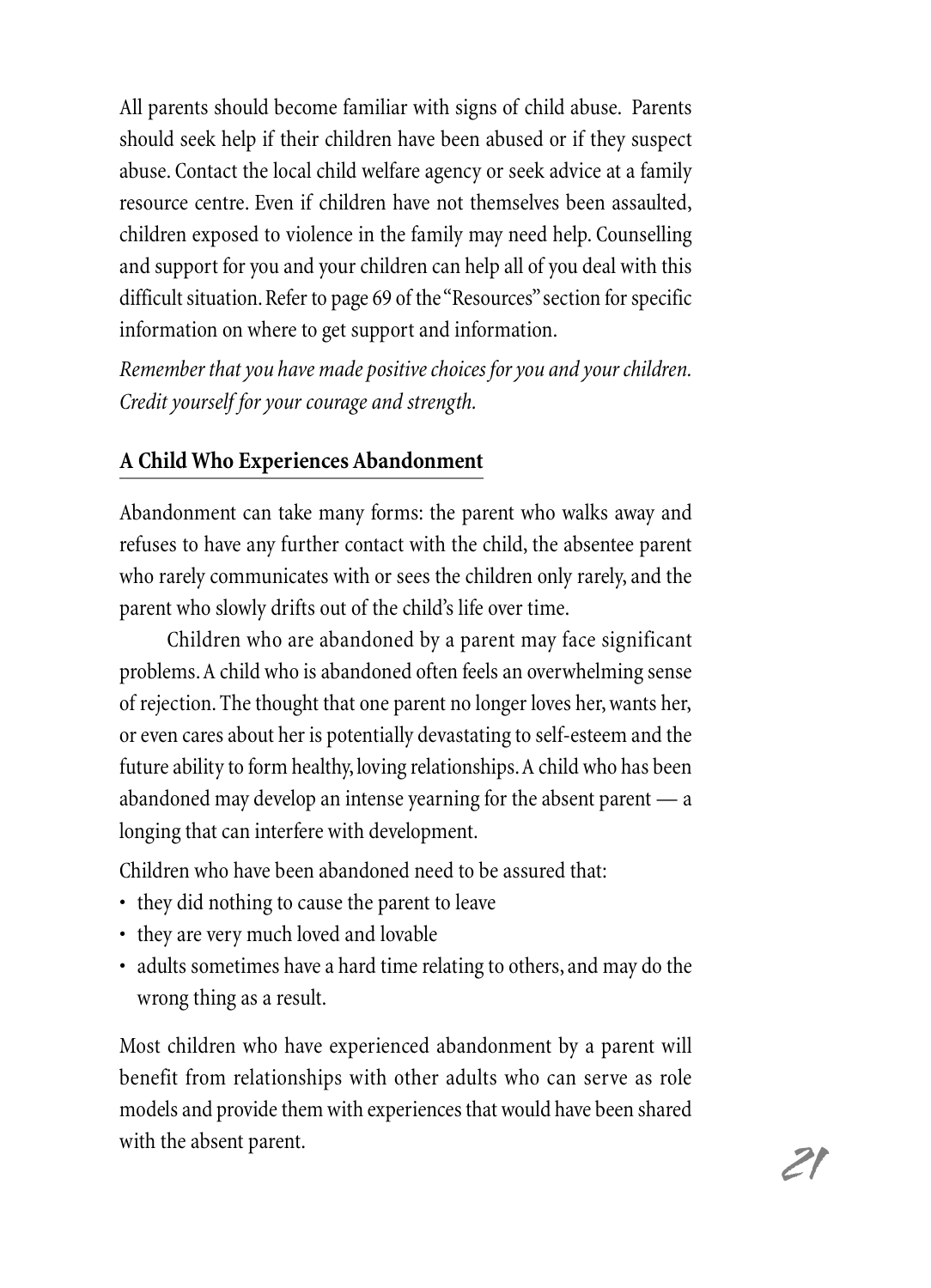All parents should become familiar with signs of child abuse. Parents should seek help if their children have been abused or if they suspect abuse. Contact the local child welfare agency or seek advice at a family resource centre. Even if children have not themselves been assaulted, children exposed to violence in the family may need help. Counselling and support for you and your children can help all of you deal with this difficult situation. Refer to page 69 of the "Resources" section for specific information on where to get support and information.

*Remember that you have made positive choices for you and your children. Credit yourself for your courage and strength.*

## A Child Who Experiences Abandonment

Abandonment can take many forms: the parent who walks away and refuses to have any further contact with the child, the absentee parent who rarely communicates with or sees the children only rarely, and the parent who slowly drifts out of the child's life over time.

Children who are abandoned by a parent may face significant problems. A child who is abandoned often feels an overwhelming sense of rejection. The thought that one parent no longer loves her, wants her, or even cares about her is potentially devastating to self-esteem and the future ability to form healthy, loving relationships. A child who has been abandoned may develop an intense yearning for the absent parent — a longing that can interfere with development.

Children who have been abandoned need to be assured that:

- they did nothing to cause the parent to leave
- they are very much loved and lovable
- adults sometimes have a hard time relating to others, and may do the wrong thing as a result.

Most children who have experienced abandonment by a parent will benefit from relationships with other adults who can serve as role models and provide them with experiences that would have been shared with the absent parent.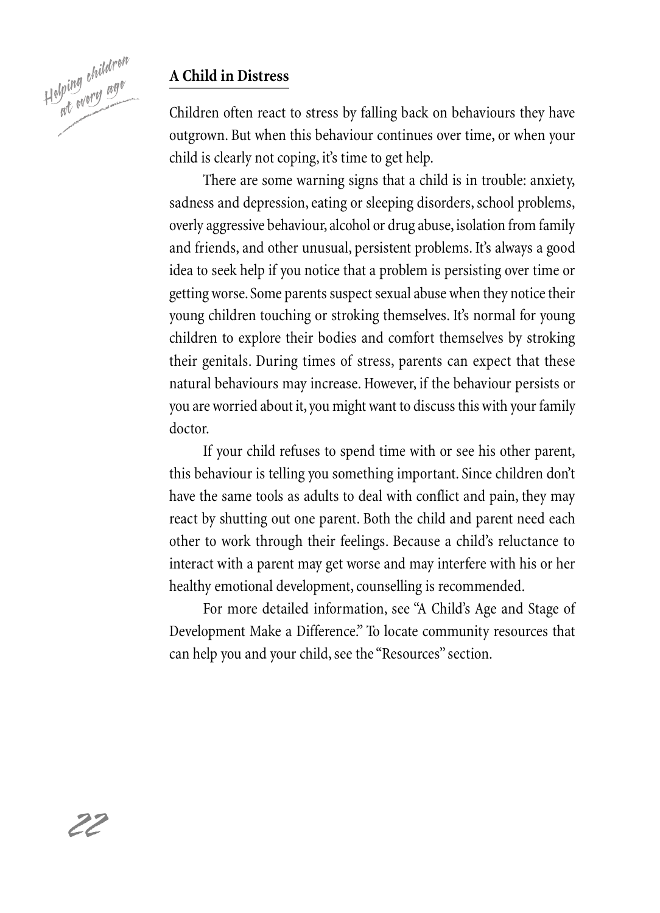## A Child in Distress

Children often react to stress by falling back on behaviours they have outgrown. But when this behaviour continues over time, or when your child is clearly not coping, it's time to get help.

There are some warning signs that a child is in trouble: anxiety, sadness and depression, eating or sleeping disorders, school problems, overly aggressive behaviour, alcohol or drug abuse, isolation from family and friends, and other unusual, persistent problems. It's always a good idea to seek help if you notice that a problem is persisting over time or getting worse. Some parents suspect sexual abuse when they notice their young children touching or stroking themselves. It's normal for young children to explore their bodies and comfort themselves by stroking their genitals. During times of stress, parents can expect that these natural behaviours may increase. However, if the behaviour persists or you are worried about it, you might want to discuss this with your family doctor.

If your child refuses to spend time with or see his other parent, this behaviour is telling you something important. Since children don't have the same tools as adults to deal with conflict and pain, they may react by shutting out one parent. Both the child and parent need each other to work through their feelings. Because a child's reluctance to interact with a parent may get worse and may interfere with his or her healthy emotional development, counselling is recommended.

For more detailed information, see "A Child's Age and Stage of Development Make a Difference." To locate community resources that can help you and your child, see the "Resources" section.